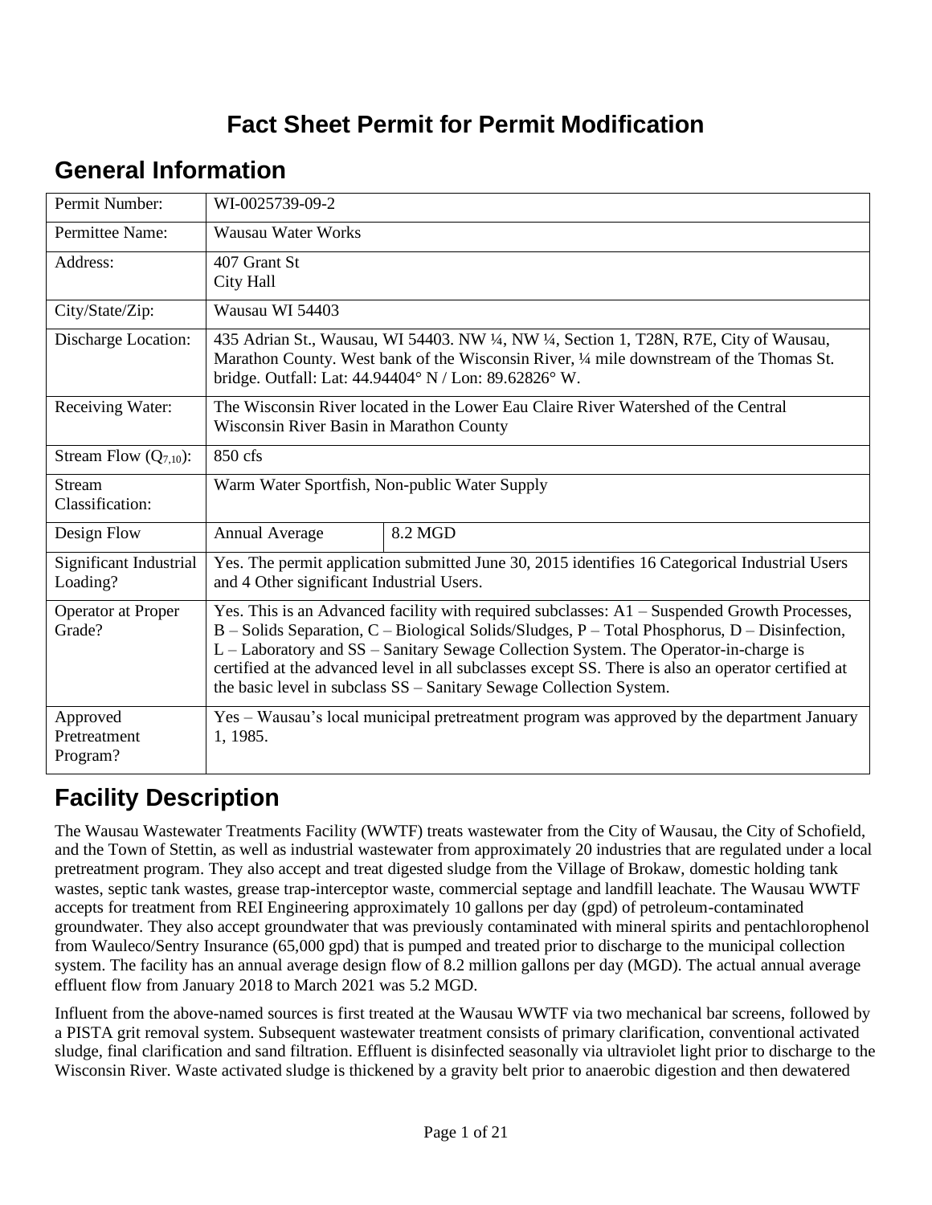# Fact Sheet Permit for Permit Modification

## General Information

| | | |
|---|---|---|
| Permit Number: | WI-0025739-09-2 | |
| Permittee Name: | Wausau Water Works | |
| Address: | 407 Grant St<br>City Hall | |
| City/State/Zip: | Wausau WI 54403 | |
| Discharge Location: | 435 Adrian St., Wausau, WI 54403. NW ¼, NW ¼, Section 1, T28N, R7E, City of Wausau, Marathon County. West bank of the Wisconsin River, ¼ mile downstream of the Thomas St. bridge. Outfall: Lat: 44.94404° N / Lon: 89.62826° W. | |
| Receiving Water: | The Wisconsin River located in the Lower Eau Claire River Watershed of the Central Wisconsin River Basin in Marathon County | |
| Stream Flow ($Q_{7,10}$): | 850 cfs | |
| Stream Classification: | Warm Water Sportfish, Non-public Water Supply | |
| Design Flow | Annual Average | 8.2 MGD |
| Significant Industrial Loading? | Yes. The permit application submitted June 30, 2015 identifies 16 Categorical Industrial Users and 4 Other significant Industrial Users. | |
| Operator at Proper Grade? | Yes. This is an Advanced facility with required subclasses: A1 – Suspended Growth Processes, B – Solids Separation, C – Biological Solids/Sludges, P – Total Phosphorus, D – Disinfection, L – Laboratory and SS – Sanitary Sewage Collection System. The Operator-in-charge is certified at the advanced level in all subclasses except SS. There is also an operator certified at the basic level in subclass SS – Sanitary Sewage Collection System. | |
| Approved Pretreatment Program? | Yes – Wausau's local municipal pretreatment program was approved by the department January 1, 1985. | |

## Facility Description

The Wausau Wastewater Treatments Facility (WWTF) treats wastewater from the City of Wausau, the City of Schofield, and the Town of Stettin, as well as industrial wastewater from approximately 20 industries that are regulated under a local pretreatment program. They also accept and treat digested sludge from the Village of Brokaw, domestic holding tank wastes, septic tank wastes, grease trap-interceptor waste, commercial septage and landfill leachate. The Wausau WWTF accepts for treatment from REI Engineering approximately 10 gallons per day (gpd) of petroleum-contaminated groundwater. They also accept groundwater that was previously contaminated with mineral spirits and pentachlorophenol from Wauleco/Sentry Insurance (65,000 gpd) that is pumped and treated prior to discharge to the municipal collection system. The facility has an annual average design flow of 8.2 million gallons per day (MGD). The actual annual average effluent flow from January 2018 to March 2021 was 5.2 MGD.

Influent from the above-named sources is first treated at the Wausau WWTF via two mechanical bar screens, followed by a PISTA grit removal system. Subsequent wastewater treatment consists of primary clarification, conventional activated sludge, final clarification and sand filtration. Effluent is disinfected seasonally via ultraviolet light prior to discharge to the Wisconsin River. Waste activated sludge is thickened by a gravity belt prior to anaerobic digestion and then dewatered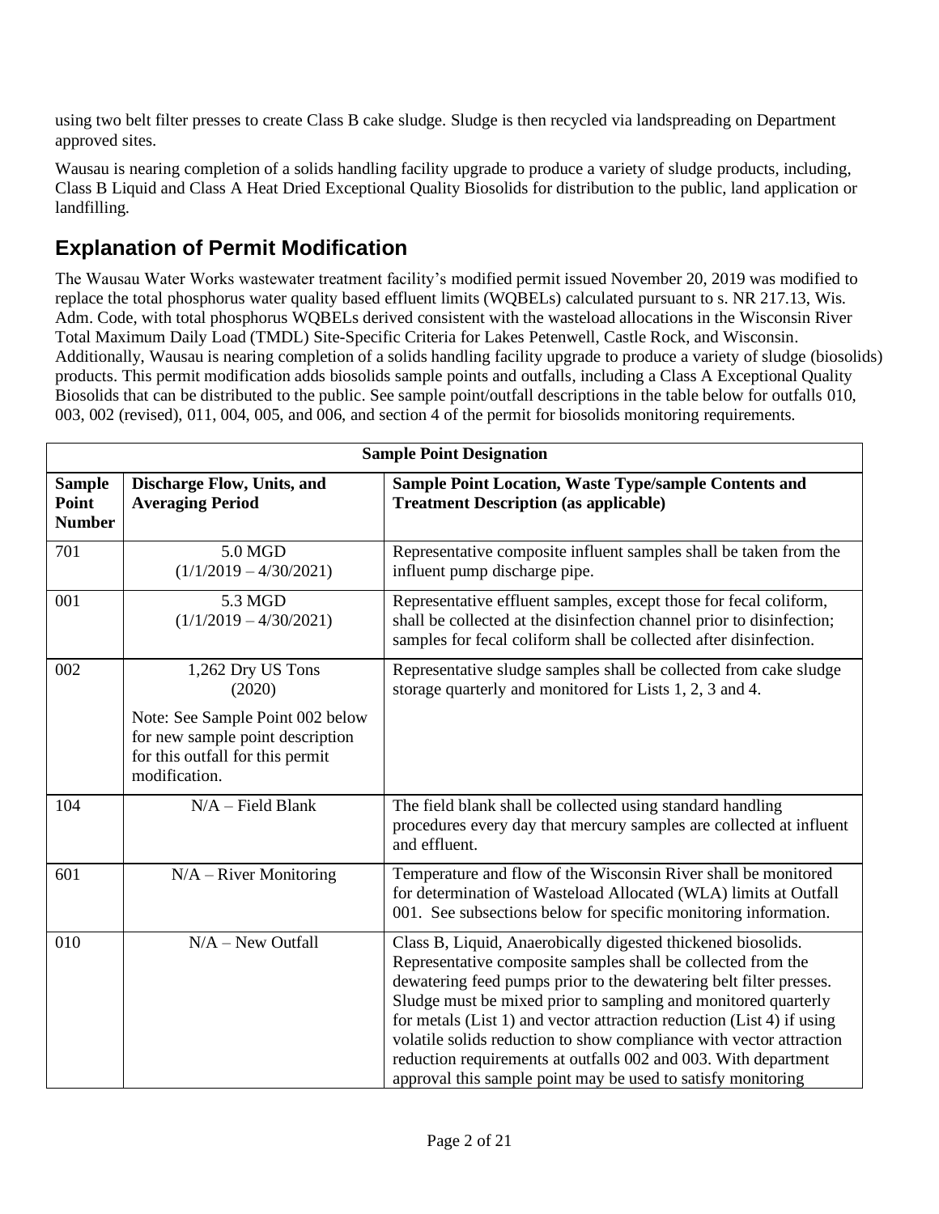using two belt filter presses to create Class B cake sludge. Sludge is then recycled via landspreading on Department approved sites.

Wausau is nearing completion of a solids handling facility upgrade to produce a variety of sludge products, including, Class B Liquid and Class A Heat Dried Exceptional Quality Biosolids for distribution to the public, land application or landfilling.

## Explanation of Permit Modification

The Wausau Water Works wastewater treatment facility's modified permit issued November 20, 2019 was modified to replace the total phosphorus water quality based effluent limits (WQBELs) calculated pursuant to s. NR 217.13, Wis. Adm. Code, with total phosphorus WQBELs derived consistent with the wasteload allocations in the Wisconsin River Total Maximum Daily Load (TMDL) Site-Specific Criteria for Lakes Petenwell, Castle Rock, and Wisconsin. Additionally, Wausau is nearing completion of a solids handling facility upgrade to produce a variety of sludge (biosolids) products. This permit modification adds biosolids sample points and outfalls, including a Class A Exceptional Quality Biosolids that can be distributed to the public. See sample point/outfall descriptions in the table below for outfalls 010, 003, 002 (revised), 011, 004, 005, and 006, and section 4 of the permit for biosolids monitoring requirements.

| Sample Point Designation | | |
|---|---|---|
| **Sample Point Number** | **Discharge Flow, Units, and Averaging Period** | **Sample Point Location, Waste Type/sample Contents and Treatment Description (as applicable)** |
| 701 | 5.0 MGD (1/1/2019 – 4/30/2021) | Representative composite influent samples shall be taken from the influent pump discharge pipe. |
| 001 | 5.3 MGD (1/1/2019 – 4/30/2021) | Representative effluent samples, except those for fecal coliform, shall be collected at the disinfection channel prior to disinfection; samples for fecal coliform shall be collected after disinfection. |
| 002 | 1,262 Dry US Tons (2020)<br><br>Note: See Sample Point 002 below for new sample point description for this outfall for this permit modification. | Representative sludge samples shall be collected from cake sludge storage quarterly and monitored for Lists 1, 2, 3 and 4. |
| 104 | N/A – Field Blank | The field blank shall be collected using standard handling procedures every day that mercury samples are collected at influent and effluent. |
| 601 | N/A – River Monitoring | Temperature and flow of the Wisconsin River shall be monitored for determination of Wasteload Allocated (WLA) limits at Outfall 001. See subsections below for specific monitoring information. |
| 010 | N/A – New Outfall | Class B, Liquid, Anaerobically digested thickened biosolids. Representative composite samples shall be collected from the dewatering feed pumps prior to the dewatering belt filter presses. Sludge must be mixed prior to sampling and monitored quarterly for metals (List 1) and vector attraction reduction (List 4) if using volatile solids reduction to show compliance with vector attraction reduction requirements at outfalls 002 and 003. With department approval this sample point may be used to satisfy monitoring |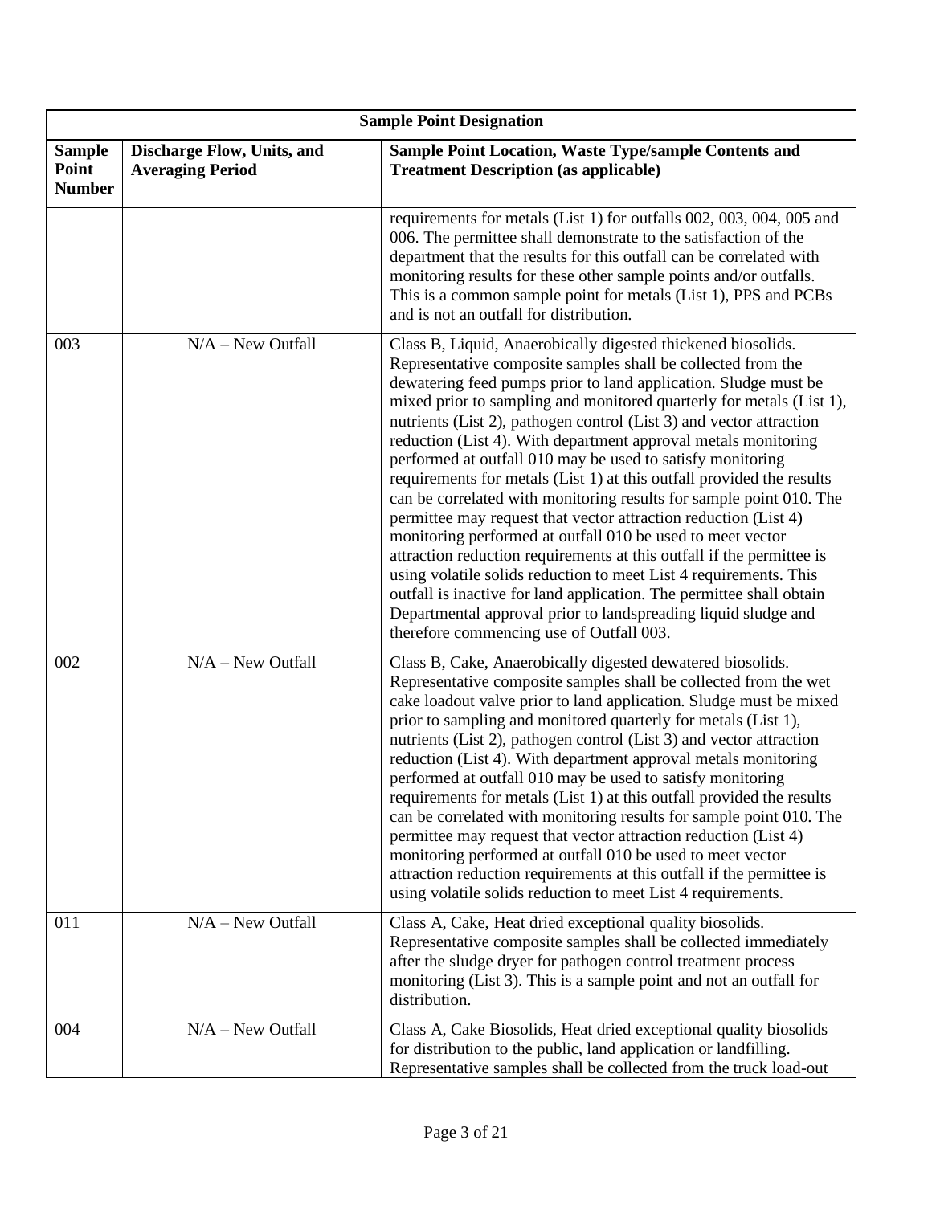| Sample Point Designation | | |
|---|---|---|
| **Sample Point Number** | **Discharge Flow, Units, and Averaging Period** | **Sample Point Location, Waste Type/sample Contents and Treatment Description (as applicable)** |
| | | requirements for metals (List 1) for outfalls 002, 003, 004, 005 and 006. The permittee shall demonstrate to the satisfaction of the department that the results for this outfall can be correlated with monitoring results for these other sample points and/or outfalls. This is a common sample point for metals (List 1), PPS and PCBs and is not an outfall for distribution. |
| 003 | N/A – New Outfall | Class B, Liquid, Anaerobically digested thickened biosolids. Representative composite samples shall be collected from the dewatering feed pumps prior to land application. Sludge must be mixed prior to sampling and monitored quarterly for metals (List 1), nutrients (List 2), pathogen control (List 3) and vector attraction reduction (List 4). With department approval metals monitoring performed at outfall 010 may be used to satisfy monitoring requirements for metals (List 1) at this outfall provided the results can be correlated with monitoring results for sample point 010. The permittee may request that vector attraction reduction (List 4) monitoring performed at outfall 010 be used to meet vector attraction reduction requirements at this outfall if the permittee is using volatile solids reduction to meet List 4 requirements. This outfall is inactive for land application. The permittee shall obtain Departmental approval prior to landspreading liquid sludge and therefore commencing use of Outfall 003. |
| 002 | N/A – New Outfall | Class B, Cake, Anaerobically digested dewatered biosolids. Representative composite samples shall be collected from the wet cake loadout valve prior to land application. Sludge must be mixed prior to sampling and monitored quarterly for metals (List 1), nutrients (List 2), pathogen control (List 3) and vector attraction reduction (List 4). With department approval metals monitoring performed at outfall 010 may be used to satisfy monitoring requirements for metals (List 1) at this outfall provided the results can be correlated with monitoring results for sample point 010. The permittee may request that vector attraction reduction (List 4) monitoring performed at outfall 010 be used to meet vector attraction reduction requirements at this outfall if the permittee is using volatile solids reduction to meet List 4 requirements. |
| 011 | N/A – New Outfall | Class A, Cake, Heat dried exceptional quality biosolids. Representative composite samples shall be collected immediately after the sludge dryer for pathogen control treatment process monitoring (List 3). This is a sample point and not an outfall for distribution. |
| 004 | N/A – New Outfall | Class A, Cake Biosolids, Heat dried exceptional quality biosolids for distribution to the public, land application or landfilling. Representative samples shall be collected from the truck load-out |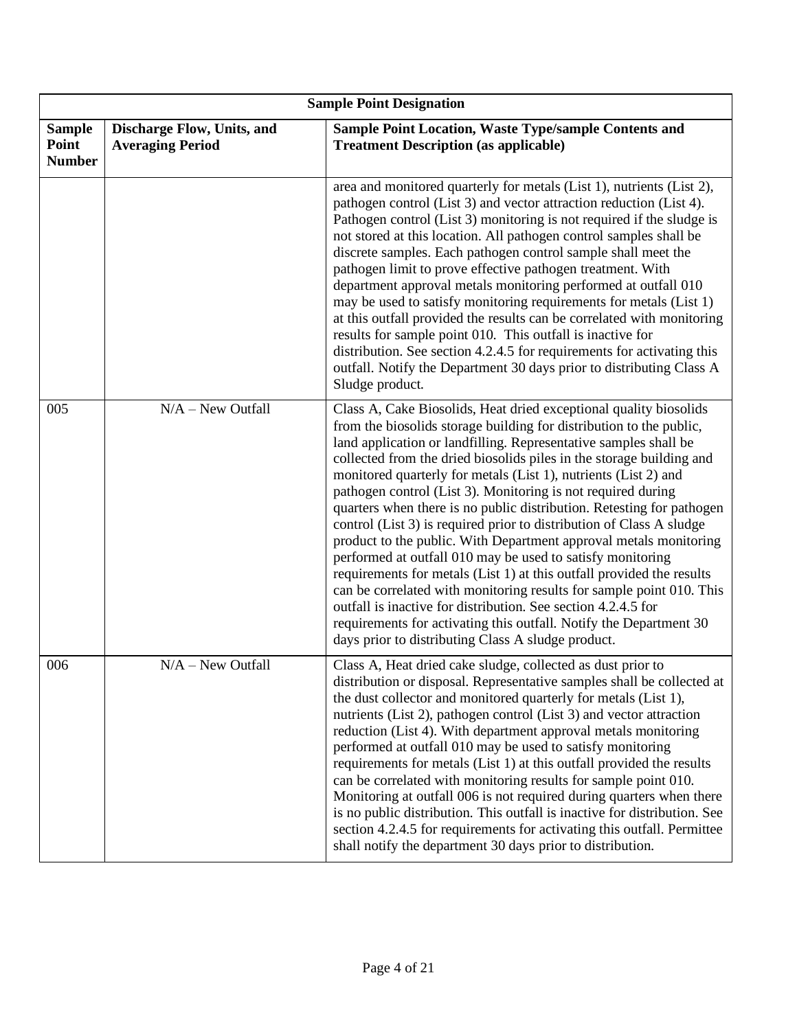| Sample Point Designation | | |
|---|---|---|
| **Sample Point Number** | **Discharge Flow, Units, and Averaging Period** | **Sample Point Location, Waste Type/sample Contents and Treatment Description (as applicable)** |
| | | area and monitored quarterly for metals (List 1), nutrients (List 2), pathogen control (List 3) and vector attraction reduction (List 4). Pathogen control (List 3) monitoring is not required if the sludge is not stored at this location. All pathogen control samples shall be discrete samples. Each pathogen control sample shall meet the pathogen limit to prove effective pathogen treatment. With department approval metals monitoring performed at outfall 010 may be used to satisfy monitoring requirements for metals (List 1) at this outfall provided the results can be correlated with monitoring results for sample point 010. This outfall is inactive for distribution. See section 4.2.4.5 for requirements for activating this outfall. Notify the Department 30 days prior to distributing Class A Sludge product. |
| 005 | N/A – New Outfall | Class A, Cake Biosolids, Heat dried exceptional quality biosolids from the biosolids storage building for distribution to the public, land application or landfilling. Representative samples shall be collected from the dried biosolids piles in the storage building and monitored quarterly for metals (List 1), nutrients (List 2) and pathogen control (List 3). Monitoring is not required during quarters when there is no public distribution. Retesting for pathogen control (List 3) is required prior to distribution of Class A sludge product to the public. With Department approval metals monitoring performed at outfall 010 may be used to satisfy monitoring requirements for metals (List 1) at this outfall provided the results can be correlated with monitoring results for sample point 010. This outfall is inactive for distribution. See section 4.2.4.5 for requirements for activating this outfall. Notify the Department 30 days prior to distributing Class A sludge product. |
| 006 | N/A – New Outfall | Class A, Heat dried cake sludge, collected as dust prior to distribution or disposal. Representative samples shall be collected at the dust collector and monitored quarterly for metals (List 1), nutrients (List 2), pathogen control (List 3) and vector attraction reduction (List 4). With department approval metals monitoring performed at outfall 010 may be used to satisfy monitoring requirements for metals (List 1) at this outfall provided the results can be correlated with monitoring results for sample point 010. Monitoring at outfall 006 is not required during quarters when there is no public distribution. This outfall is inactive for distribution. See section 4.2.4.5 for requirements for activating this outfall. Permittee shall notify the department 30 days prior to distribution. |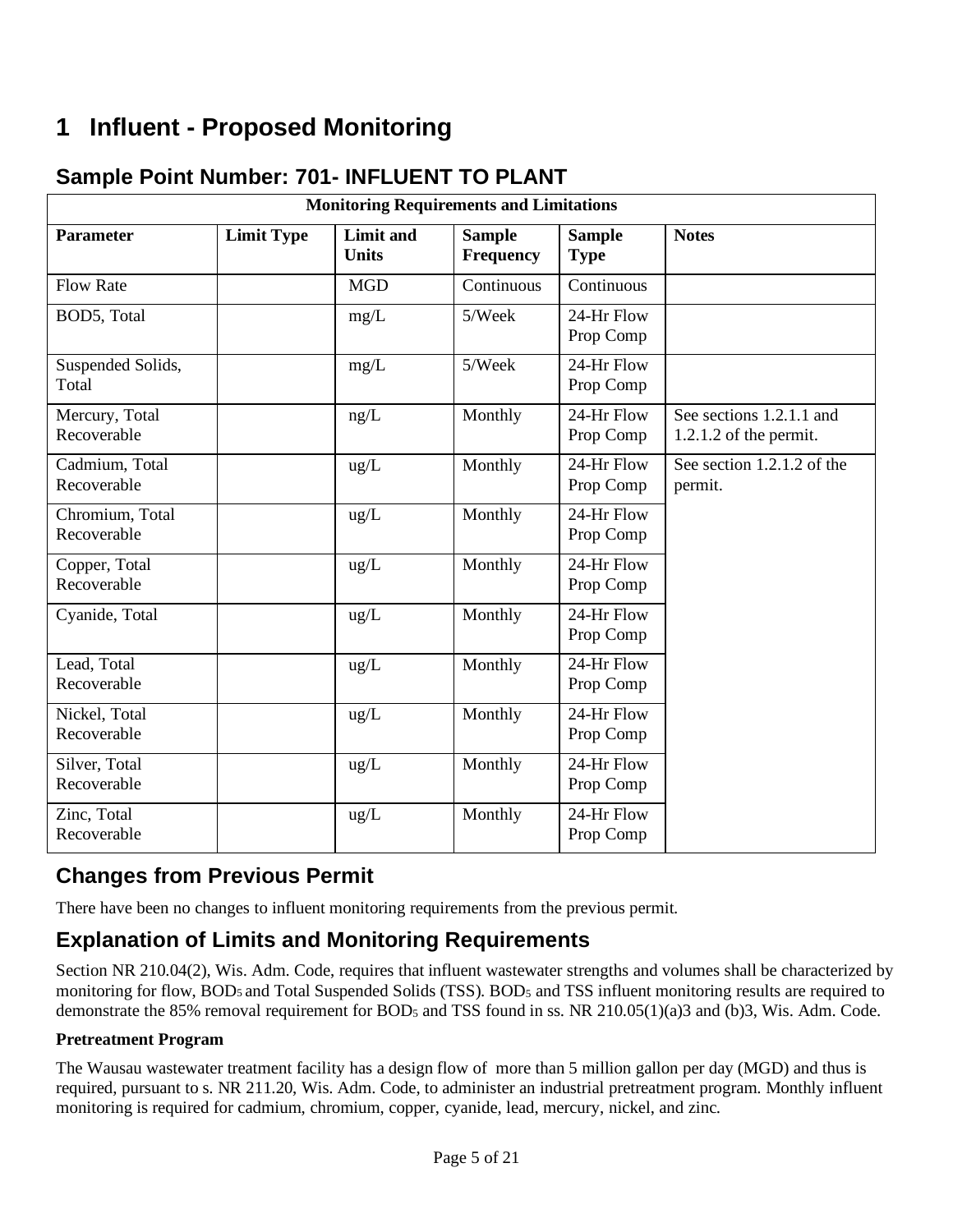# 1 Influent - Proposed Monitoring

## Sample Point Number: 701- INFLUENT TO PLANT

| Monitoring Requirements and Limitations | | | | | |
|---|---|---|---|---|---|
| **Parameter** | **Limit Type** | **Limit and Units** | **Sample Frequency** | **Sample Type** | **Notes** |
| Flow Rate | | MGD | Continuous | Continuous | |
| BOD5, Total | | mg/L | 5/Week | 24-Hr Flow Prop Comp | |
| Suspended Solids, Total | | mg/L | 5/Week | 24-Hr Flow Prop Comp | |
| Mercury, Total Recoverable | | ng/L | Monthly | 24-Hr Flow Prop Comp | See sections 1.2.1.1 and 1.2.1.2 of the permit. |
| Cadmium, Total Recoverable | | ug/L | Monthly | 24-Hr Flow Prop Comp | See section 1.2.1.2 of the permit. |
| Chromium, Total Recoverable | | ug/L | Monthly | 24-Hr Flow Prop Comp | |
| Copper, Total Recoverable | | ug/L | Monthly | 24-Hr Flow Prop Comp | |
| Cyanide, Total | | ug/L | Monthly | 24-Hr Flow Prop Comp | |
| Lead, Total Recoverable | | ug/L | Monthly | 24-Hr Flow Prop Comp | |
| Nickel, Total Recoverable | | ug/L | Monthly | 24-Hr Flow Prop Comp | |
| Silver, Total Recoverable | | ug/L | Monthly | 24-Hr Flow Prop Comp | |
| Zinc, Total Recoverable | | ug/L | Monthly | 24-Hr Flow Prop Comp | |

## Changes from Previous Permit

There have been no changes to influent monitoring requirements from the previous permit.

## Explanation of Limits and Monitoring Requirements

Section NR 210.04(2), Wis. Adm. Code, requires that influent wastewater strengths and volumes shall be characterized by monitoring for flow, $BOD_5$ and Total Suspended Solids (TSS). $BOD_5$ and TSS influent monitoring results are required to demonstrate the 85% removal requirement for $BOD_5$ and TSS found in ss. NR 210.05(1)(a)3 and (b)3, Wis. Adm. Code.

**Pretreatment Program**

The Wausau wastewater treatment facility has a design flow of more than 5 million gallon per day (MGD) and thus is required, pursuant to s. NR 211.20, Wis. Adm. Code, to administer an industrial pretreatment program. Monthly influent monitoring is required for cadmium, chromium, copper, cyanide, lead, mercury, nickel, and zinc.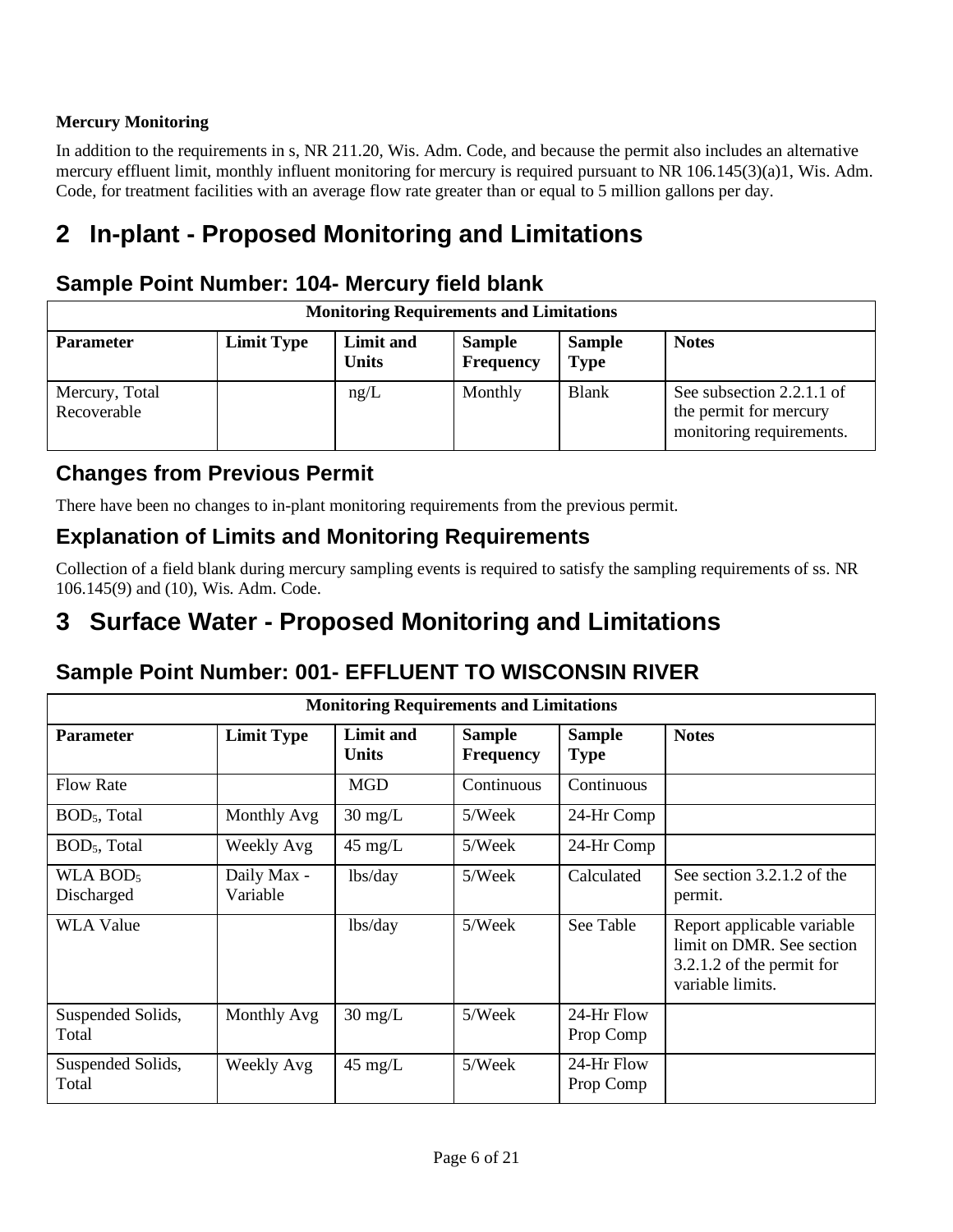**Mercury Monitoring**

In addition to the requirements in s, NR 211.20, Wis. Adm. Code, and because the permit also includes an alternative mercury effluent limit, monthly influent monitoring for mercury is required pursuant to NR 106.145(3)(a)1, Wis. Adm. Code, for treatment facilities with an average flow rate greater than or equal to 5 million gallons per day.

# 2 In-plant - Proposed Monitoring and Limitations

## Sample Point Number: 104- Mercury field blank

| Monitoring Requirements and Limitations | | | | | |
|---|---|---|---|---|---|
| **Parameter** | **Limit Type** | **Limit and Units** | **Sample Frequency** | **Sample Type** | **Notes** |
| Mercury, Total Recoverable | | ng/L | Monthly | Blank | See subsection 2.2.1.1 of the permit for mercury monitoring requirements. |

## Changes from Previous Permit

There have been no changes to in-plant monitoring requirements from the previous permit.

## Explanation of Limits and Monitoring Requirements

Collection of a field blank during mercury sampling events is required to satisfy the sampling requirements of ss. NR 106.145(9) and (10), Wis. Adm. Code.

# 3 Surface Water - Proposed Monitoring and Limitations

## Sample Point Number: 001- EFFLUENT TO WISCONSIN RIVER

| Monitoring Requirements and Limitations | | | | | |
|---|---|---|---|---|---|
| **Parameter** | **Limit Type** | **Limit and Units** | **Sample Frequency** | **Sample Type** | **Notes** |
| Flow Rate | | MGD | Continuous | Continuous | |
| $BOD_5$, Total | Monthly Avg | 30 mg/L | 5/Week | 24-Hr Comp | |
| $BOD_5$, Total | Weekly Avg | 45 mg/L | 5/Week | 24-Hr Comp | |
| WLA $BOD_5$ Discharged | Daily Max - Variable | lbs/day | 5/Week | Calculated | See section 3.2.1.2 of the permit. |
| WLA Value | | lbs/day | 5/Week | See Table | Report applicable variable limit on DMR. See section 3.2.1.2 of the permit for variable limits. |
| Suspended Solids, Total | Monthly Avg | 30 mg/L | 5/Week | 24-Hr Flow Prop Comp | |
| Suspended Solids, Total | Weekly Avg | 45 mg/L | 5/Week | 24-Hr Flow Prop Comp | |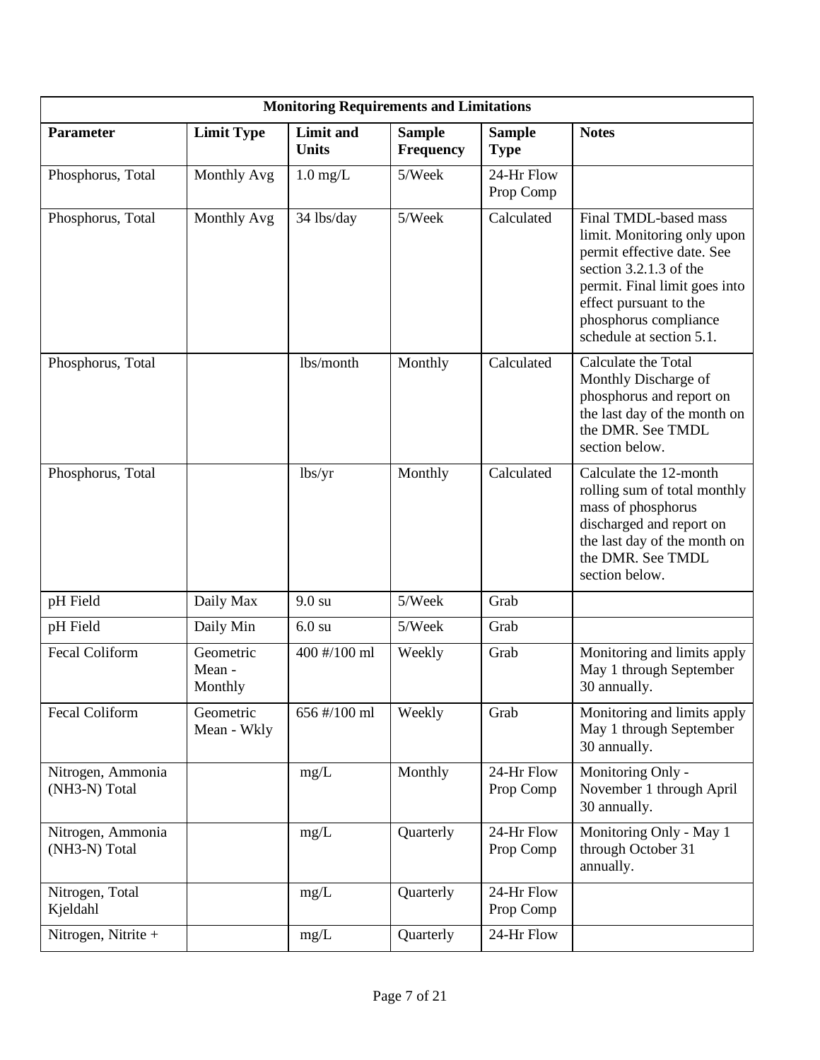| Monitoring Requirements and Limitations | | | | | |
|---|---|---|---|---|---|
| **Parameter** | **Limit Type** | **Limit and Units** | **Sample Frequency** | **Sample Type** | **Notes** |
| Phosphorus, Total | Monthly Avg | 1.0 mg/L | 5/Week | 24-Hr Flow Prop Comp | |
| Phosphorus, Total | Monthly Avg | 34 lbs/day | 5/Week | Calculated | Final TMDL-based mass limit. Monitoring only upon permit effective date. See section 3.2.1.3 of the permit. Final limit goes into effect pursuant to the phosphorus compliance schedule at section 5.1. |
| Phosphorus, Total | | lbs/month | Monthly | Calculated | Calculate the Total Monthly Discharge of phosphorus and report on the last day of the month on the DMR. See TMDL section below. |
| Phosphorus, Total | | lbs/yr | Monthly | Calculated | Calculate the 12-month rolling sum of total monthly mass of phosphorus discharged and report on the last day of the month on the DMR. See TMDL section below. |
| pH Field | Daily Max | 9.0 su | 5/Week | Grab | |
| pH Field | Daily Min | 6.0 su | 5/Week | Grab | |
| Fecal Coliform | Geometric Mean - Monthly | 400 #/100 ml | Weekly | Grab | Monitoring and limits apply May 1 through September 30 annually. |
| Fecal Coliform | Geometric Mean - Wkly | 656 #/100 ml | Weekly | Grab | Monitoring and limits apply May 1 through September 30 annually. |
| Nitrogen, Ammonia (NH3-N) Total | | mg/L | Monthly | 24-Hr Flow Prop Comp | Monitoring Only - November 1 through April 30 annually. |
| Nitrogen, Ammonia (NH3-N) Total | | mg/L | Quarterly | 24-Hr Flow Prop Comp | Monitoring Only - May 1 through October 31 annually. |
| Nitrogen, Total Kjeldahl | | mg/L | Quarterly | 24-Hr Flow Prop Comp | |
| Nitrogen, Nitrite + | | mg/L | Quarterly | 24-Hr Flow | |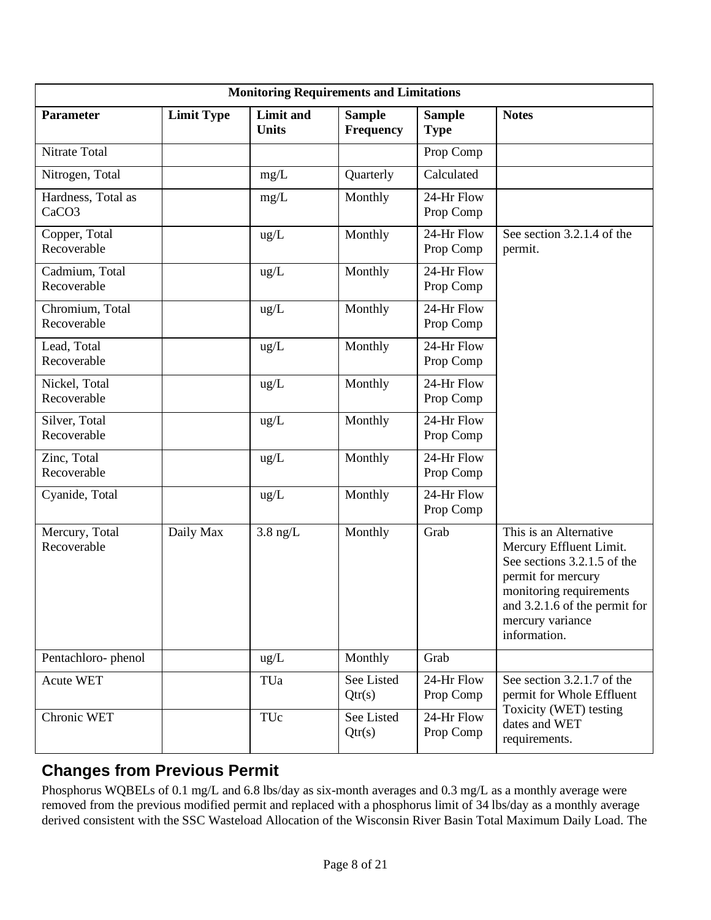| Monitoring Requirements and Limitations | | | | | |
|---|---|---|---|---|---|
| **Parameter** | **Limit Type** | **Limit and Units** | **Sample Frequency** | **Sample Type** | **Notes** |
| Nitrate Total | | | | Prop Comp | |
| Nitrogen, Total | | mg/L | Quarterly | Calculated | |
| Hardness, Total as $CaCO_3$ | | mg/L | Monthly | 24-Hr Flow Prop Comp | |
| Copper, Total Recoverable | | ug/L | Monthly | 24-Hr Flow Prop Comp | See section 3.2.1.4 of the permit. |
| Cadmium, Total Recoverable | | ug/L | Monthly | 24-Hr Flow Prop Comp | |
| Chromium, Total Recoverable | | ug/L | Monthly | 24-Hr Flow Prop Comp | |
| Lead, Total Recoverable | | ug/L | Monthly | 24-Hr Flow Prop Comp | |
| Nickel, Total Recoverable | | ug/L | Monthly | 24-Hr Flow Prop Comp | |
| Silver, Total Recoverable | | ug/L | Monthly | 24-Hr Flow Prop Comp | |
| Zinc, Total Recoverable | | ug/L | Monthly | 24-Hr Flow Prop Comp | |
| Cyanide, Total | | ug/L | Monthly | 24-Hr Flow Prop Comp | |
| Mercury, Total Recoverable | Daily Max | 3.8 ng/L | Monthly | Grab | This is an Alternative Mercury Effluent Limit. See sections 3.2.1.5 of the permit for mercury monitoring requirements and 3.2.1.6 of the permit for mercury variance information. |
| Pentachloro- phenol | | ug/L | Monthly | Grab | |
| Acute WET | | TUa | See Listed Qtr(s) | 24-Hr Flow Prop Comp | See section 3.2.1.7 of the permit for Whole Effluent Toxicity (WET) testing dates and WET requirements. |
| Chronic WET | | TUc | See Listed Qtr(s) | 24-Hr Flow Prop Comp | |

## Changes from Previous Permit

Phosphorus WQBELs of 0.1 mg/L and 6.8 lbs/day as six-month averages and 0.3 mg/L as a monthly average were removed from the previous modified permit and replaced with a phosphorus limit of 34 lbs/day as a monthly average derived consistent with the SSC Wasteload Allocation of the Wisconsin River Basin Total Maximum Daily Load. The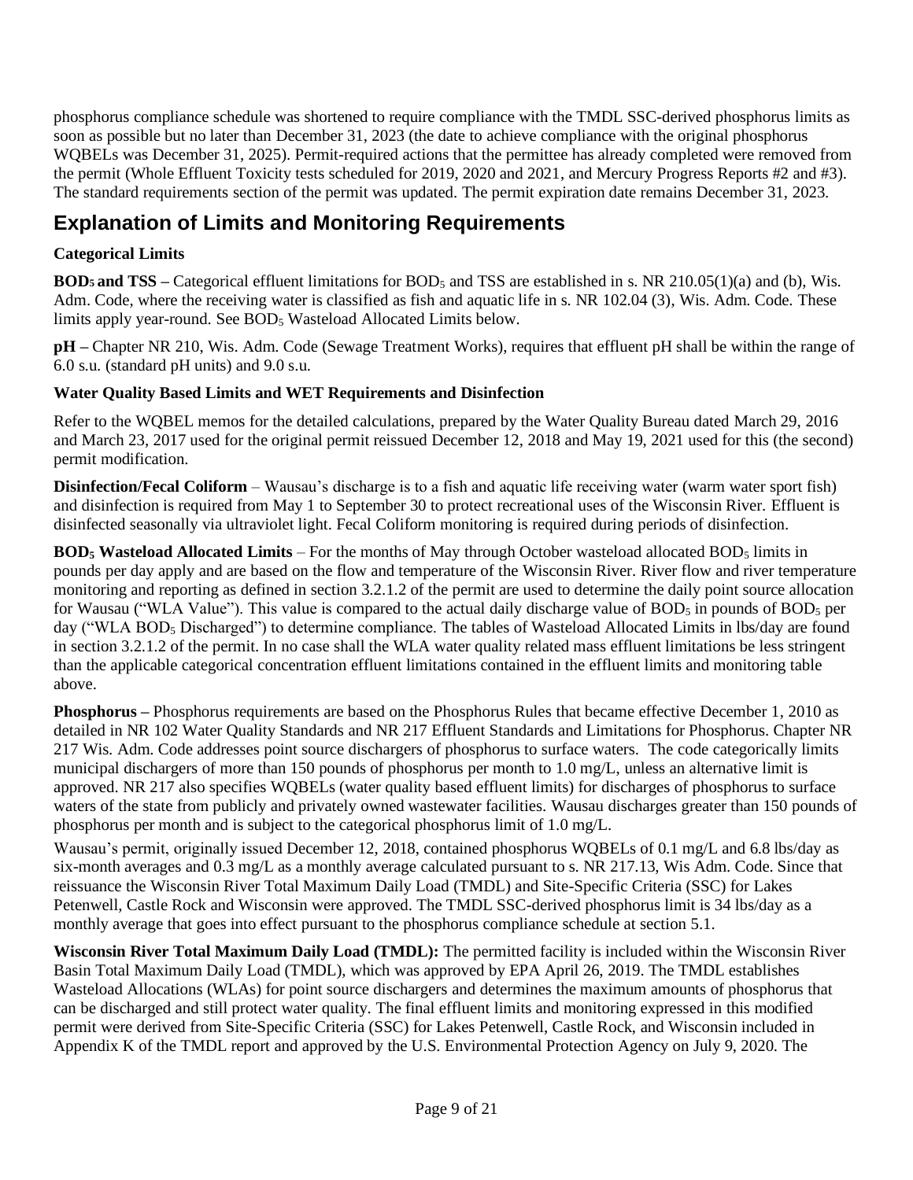phosphorus compliance schedule was shortened to require compliance with the TMDL SSC-derived phosphorus limits as soon as possible but no later than December 31, 2023 (the date to achieve compliance with the original phosphorus WQBELs was December 31, 2025). Permit-required actions that the permittee has already completed were removed from the permit (Whole Effluent Toxicity tests scheduled for 2019, 2020 and 2021, and Mercury Progress Reports #2 and #3). The standard requirements section of the permit was updated. The permit expiration date remains December 31, 2023.

## Explanation of Limits and Monitoring Requirements

### Categorical Limits

**$BOD_5$ and TSS –** Categorical effluent limitations for $BOD_5$ and TSS are established in s. NR 210.05(1)(a) and (b), Wis. Adm. Code, where the receiving water is classified as fish and aquatic life in s. NR 102.04 (3), Wis. Adm. Code. These limits apply year-round. See $BOD_5$ Wasteload Allocated Limits below.

**pH –** Chapter NR 210, Wis. Adm. Code (Sewage Treatment Works), requires that effluent pH shall be within the range of 6.0 s.u. (standard pH units) and 9.0 s.u.

### Water Quality Based Limits and WET Requirements and Disinfection

Refer to the WQBEL memos for the detailed calculations, prepared by the Water Quality Bureau dated March 29, 2016 and March 23, 2017 used for the original permit reissued December 12, 2018 and May 19, 2021 used for this (the second) permit modification.

**Disinfection/Fecal Coliform** – Wausau's discharge is to a fish and aquatic life receiving water (warm water sport fish) and disinfection is required from May 1 to September 30 to protect recreational uses of the Wisconsin River. Effluent is disinfected seasonally via ultraviolet light. Fecal Coliform monitoring is required during periods of disinfection.

**$BOD_5$ Wasteload Allocated Limits** – For the months of May through October wasteload allocated $BOD_5$ limits in pounds per day apply and are based on the flow and temperature of the Wisconsin River. River flow and river temperature monitoring and reporting as defined in section 3.2.1.2 of the permit are used to determine the daily point source allocation for Wausau ("WLA Value"). This value is compared to the actual daily discharge value of $BOD_5$ in pounds of $BOD_5$ per day ("WLA $BOD_5$ Discharged") to determine compliance. The tables of Wasteload Allocated Limits in lbs/day are found in section 3.2.1.2 of the permit. In no case shall the WLA water quality related mass effluent limitations be less stringent than the applicable categorical concentration effluent limitations contained in the effluent limits and monitoring table above.

**Phosphorus –** Phosphorus requirements are based on the Phosphorus Rules that became effective December 1, 2010 as detailed in NR 102 Water Quality Standards and NR 217 Effluent Standards and Limitations for Phosphorus. Chapter NR 217 Wis. Adm. Code addresses point source dischargers of phosphorus to surface waters. The code categorically limits municipal dischargers of more than 150 pounds of phosphorus per month to 1.0 mg/L, unless an alternative limit is approved. NR 217 also specifies WQBELs (water quality based effluent limits) for discharges of phosphorus to surface waters of the state from publicly and privately owned wastewater facilities. Wausau discharges greater than 150 pounds of phosphorus per month and is subject to the categorical phosphorus limit of 1.0 mg/L.

Wausau's permit, originally issued December 12, 2018, contained phosphorus WQBELs of 0.1 mg/L and 6.8 lbs/day as six-month averages and 0.3 mg/L as a monthly average calculated pursuant to s. NR 217.13, Wis Adm. Code. Since that reissuance the Wisconsin River Total Maximum Daily Load (TMDL) and Site-Specific Criteria (SSC) for Lakes Petenwell, Castle Rock and Wisconsin were approved. The TMDL SSC-derived phosphorus limit is 34 lbs/day as a monthly average that goes into effect pursuant to the phosphorus compliance schedule at section 5.1.

**Wisconsin River Total Maximum Daily Load (TMDL):** The permitted facility is included within the Wisconsin River Basin Total Maximum Daily Load (TMDL), which was approved by EPA April 26, 2019. The TMDL establishes Wasteload Allocations (WLAs) for point source dischargers and determines the maximum amounts of phosphorus that can be discharged and still protect water quality. The final effluent limits and monitoring expressed in this modified permit were derived from Site-Specific Criteria (SSC) for Lakes Petenwell, Castle Rock, and Wisconsin included in Appendix K of the TMDL report and approved by the U.S. Environmental Protection Agency on July 9, 2020. The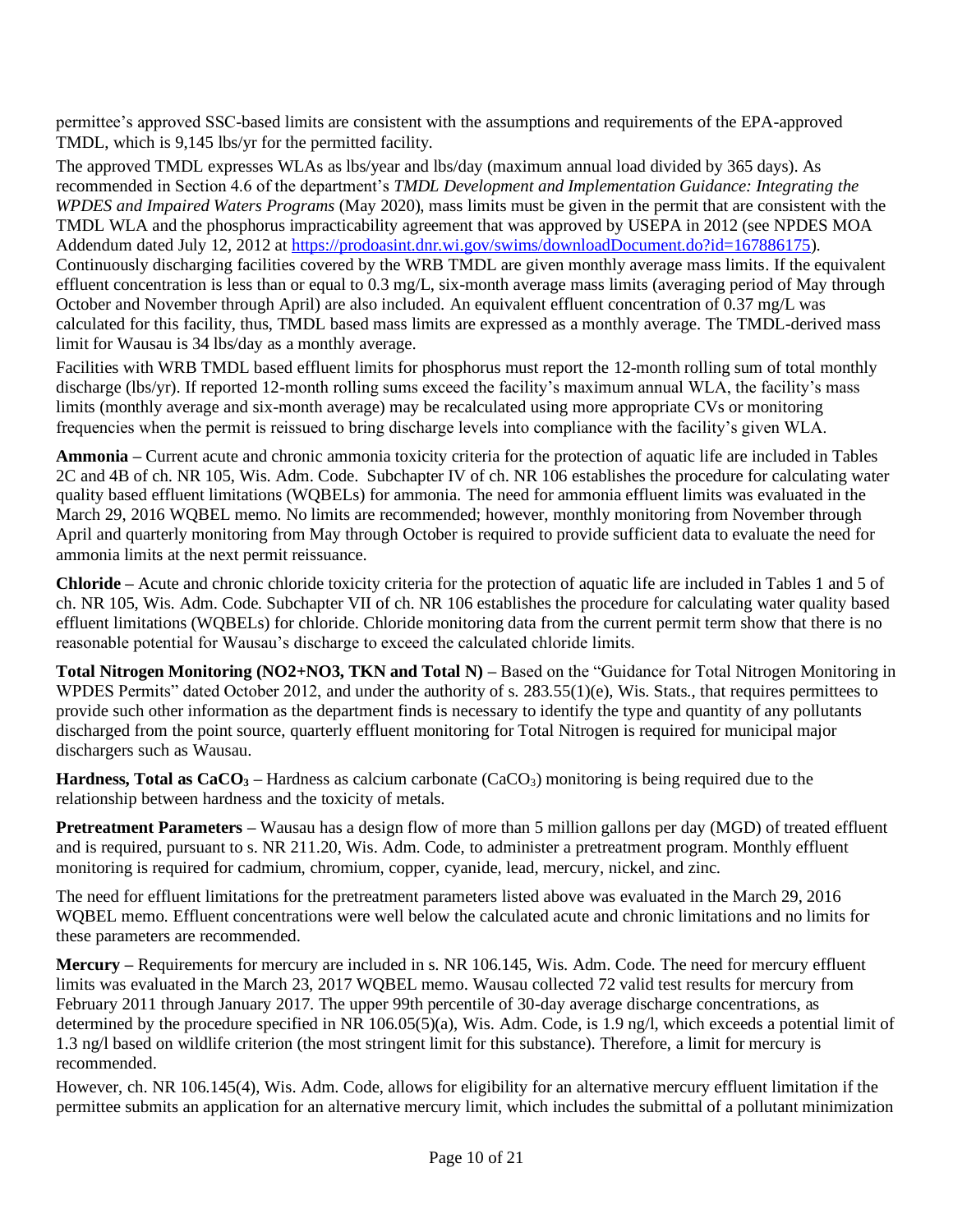permittee's approved SSC-based limits are consistent with the assumptions and requirements of the EPA-approved TMDL, which is 9,145 lbs/yr for the permitted facility.

The approved TMDL expresses WLAs as lbs/year and lbs/day (maximum annual load divided by 365 days). As recommended in Section 4.6 of the department's *TMDL Development and Implementation Guidance: Integrating the WPDES and Impaired Waters Programs* (May 2020), mass limits must be given in the permit that are consistent with the TMDL WLA and the phosphorus impracticability agreement that was approved by USEPA in 2012 (see NPDES MOA Addendum dated July 12, 2012 at https://prodoasint.dnr.wi.gov/swims/downloadDocument.do?id=167886175). Continuously discharging facilities covered by the WRB TMDL are given monthly average mass limits. If the equivalent effluent concentration is less than or equal to 0.3 mg/L, six-month average mass limits (averaging period of May through October and November through April) are also included. An equivalent effluent concentration of 0.37 mg/L was calculated for this facility, thus, TMDL based mass limits are expressed as a monthly average. The TMDL-derived mass limit for Wausau is 34 lbs/day as a monthly average.

Facilities with WRB TMDL based effluent limits for phosphorus must report the 12-month rolling sum of total monthly discharge (lbs/yr). If reported 12-month rolling sums exceed the facility's maximum annual WLA, the facility's mass limits (monthly average and six-month average) may be recalculated using more appropriate CVs or monitoring frequencies when the permit is reissued to bring discharge levels into compliance with the facility's given WLA.

**Ammonia** – Current acute and chronic ammonia toxicity criteria for the protection of aquatic life are included in Tables 2C and 4B of ch. NR 105, Wis. Adm. Code. Subchapter IV of ch. NR 106 establishes the procedure for calculating water quality based effluent limitations (WQBELs) for ammonia. The need for ammonia effluent limits was evaluated in the March 29, 2016 WQBEL memo. No limits are recommended; however, monthly monitoring from November through April and quarterly monitoring from May through October is required to provide sufficient data to evaluate the need for ammonia limits at the next permit reissuance.

**Chloride** – Acute and chronic chloride toxicity criteria for the protection of aquatic life are included in Tables 1 and 5 of ch. NR 105, Wis. Adm. Code. Subchapter VII of ch. NR 106 establishes the procedure for calculating water quality based effluent limitations (WQBELs) for chloride. Chloride monitoring data from the current permit term show that there is no reasonable potential for Wausau's discharge to exceed the calculated chloride limits.

**Total Nitrogen Monitoring (NO2+NO3, TKN and Total N)** – Based on the "Guidance for Total Nitrogen Monitoring in WPDES Permits" dated October 2012, and under the authority of s. 283.55(1)(e), Wis. Stats., that requires permittees to provide such other information as the department finds is necessary to identify the type and quantity of any pollutants discharged from the point source, quarterly effluent monitoring for Total Nitrogen is required for municipal major dischargers such as Wausau.

**Hardness, Total as $CaCO_3$** – Hardness as calcium carbonate ($CaCO_3$) monitoring is being required due to the relationship between hardness and the toxicity of metals.

**Pretreatment Parameters** – Wausau has a design flow of more than 5 million gallons per day (MGD) of treated effluent and is required, pursuant to s. NR 211.20, Wis. Adm. Code, to administer a pretreatment program. Monthly effluent monitoring is required for cadmium, chromium, copper, cyanide, lead, mercury, nickel, and zinc.

The need for effluent limitations for the pretreatment parameters listed above was evaluated in the March 29, 2016 WQBEL memo. Effluent concentrations were well below the calculated acute and chronic limitations and no limits for these parameters are recommended.

**Mercury** – Requirements for mercury are included in s. NR 106.145, Wis. Adm. Code. The need for mercury effluent limits was evaluated in the March 23, 2017 WQBEL memo. Wausau collected 72 valid test results for mercury from February 2011 through January 2017. The upper 99th percentile of 30-day average discharge concentrations, as determined by the procedure specified in NR 106.05(5)(a), Wis. Adm. Code, is 1.9 ng/l, which exceeds a potential limit of 1.3 ng/l based on wildlife criterion (the most stringent limit for this substance). Therefore, a limit for mercury is recommended.

However, ch. NR 106.145(4), Wis. Adm. Code, allows for eligibility for an alternative mercury effluent limitation if the permittee submits an application for an alternative mercury limit, which includes the submittal of a pollutant minimization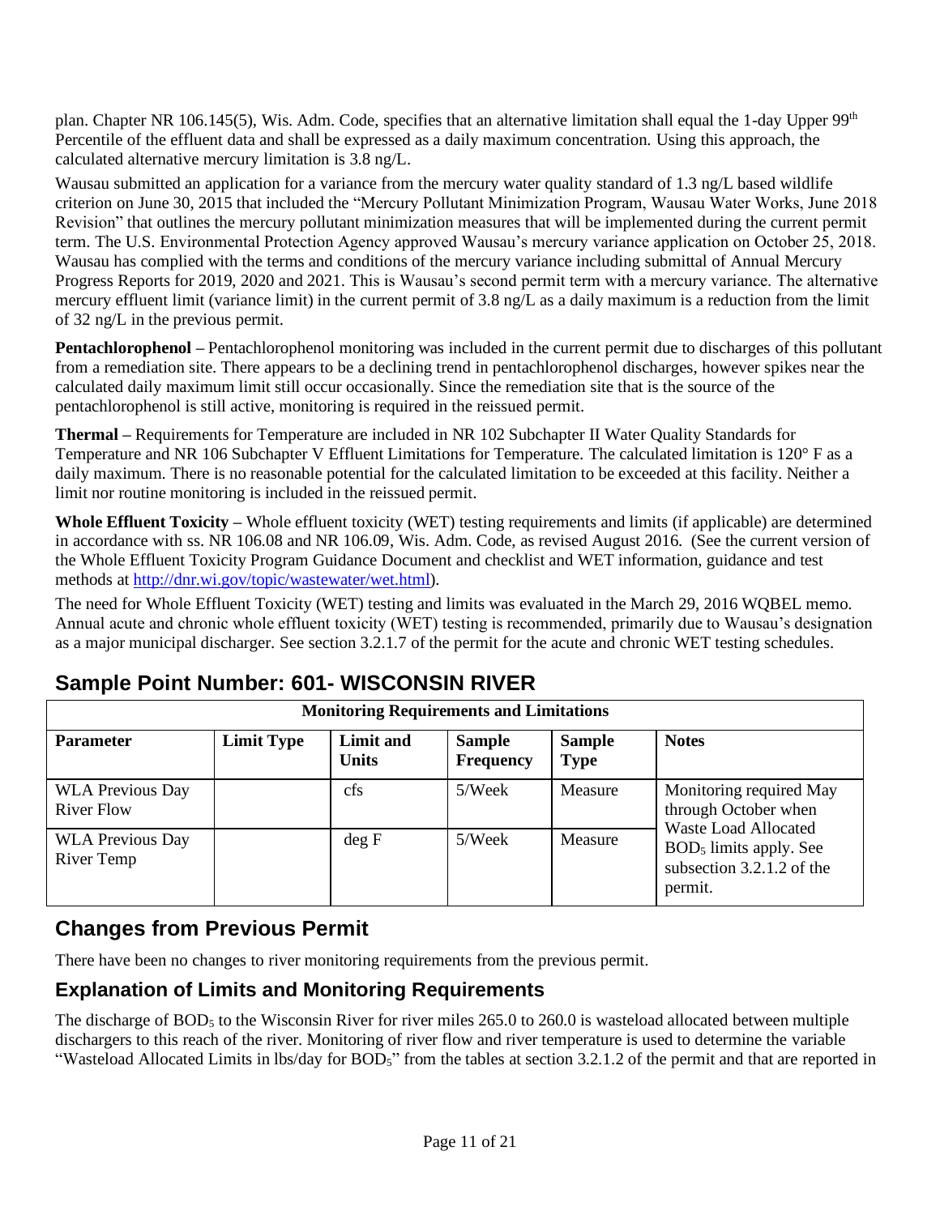plan. Chapter NR 106.145(5), Wis. Adm. Code, specifies that an alternative limitation shall equal the 1-day Upper 99th Percentile of the effluent data and shall be expressed as a daily maximum concentration. Using this approach, the calculated alternative mercury limitation is 3.8 ng/L.

Wausau submitted an application for a variance from the mercury water quality standard of 1.3 ng/L based wildlife criterion on June 30, 2015 that included the "Mercury Pollutant Minimization Program, Wausau Water Works, June 2018 Revision" that outlines the mercury pollutant minimization measures that will be implemented during the current permit term. The U.S. Environmental Protection Agency approved Wausau's mercury variance application on October 25, 2018. Wausau has complied with the terms and conditions of the mercury variance including submittal of Annual Mercury Progress Reports for 2019, 2020 and 2021. This is Wausau's second permit term with a mercury variance. The alternative mercury effluent limit (variance limit) in the current permit of 3.8 ng/L as a daily maximum is a reduction from the limit of 32 ng/L in the previous permit.

**Pentachlorophenol –** Pentachlorophenol monitoring was included in the current permit due to discharges of this pollutant from a remediation site. There appears to be a declining trend in pentachlorophenol discharges, however spikes near the calculated daily maximum limit still occur occasionally. Since the remediation site that is the source of the pentachlorophenol is still active, monitoring is required in the reissued permit.

**Thermal –** Requirements for Temperature are included in NR 102 Subchapter II Water Quality Standards for Temperature and NR 106 Subchapter V Effluent Limitations for Temperature. The calculated limitation is 120° F as a daily maximum. There is no reasonable potential for the calculated limitation to be exceeded at this facility. Neither a limit nor routine monitoring is included in the reissued permit.

**Whole Effluent Toxicity –** Whole effluent toxicity (WET) testing requirements and limits (if applicable) are determined in accordance with ss. NR 106.08 and NR 106.09, Wis. Adm. Code, as revised August 2016. (See the current version of the Whole Effluent Toxicity Program Guidance Document and checklist and WET information, guidance and test methods at http://dnr.wi.gov/topic/wastewater/wet.html).

The need for Whole Effluent Toxicity (WET) testing and limits was evaluated in the March 29, 2016 WQBEL memo. Annual acute and chronic whole effluent toxicity (WET) testing is recommended, primarily due to Wausau's designation as a major municipal discharger. See section 3.2.1.7 of the permit for the acute and chronic WET testing schedules.

## Sample Point Number: 601- WISCONSIN RIVER

| Monitoring Requirements and Limitations | | | | | |
|---|---|---|---|---|---|
| **Parameter** | **Limit Type** | **Limit and Units** | **Sample Frequency** | **Sample Type** | **Notes** |
| WLA Previous Day River Flow | | cfs | 5/Week | Measure | Monitoring required May through October when Waste Load Allocated $BOD_5$ limits apply. See subsection 3.2.1.2 of the permit. |
| WLA Previous Day River Temp | | deg F | 5/Week | Measure | |

## Changes from Previous Permit

There have been no changes to river monitoring requirements from the previous permit.

## Explanation of Limits and Monitoring Requirements

The discharge of $BOD_5$ to the Wisconsin River for river miles 265.0 to 260.0 is wasteload allocated between multiple dischargers to this reach of the river. Monitoring of river flow and river temperature is used to determine the variable "Wasteload Allocated Limits in lbs/day for $BOD_5$" from the tables at section 3.2.1.2 of the permit and that are reported in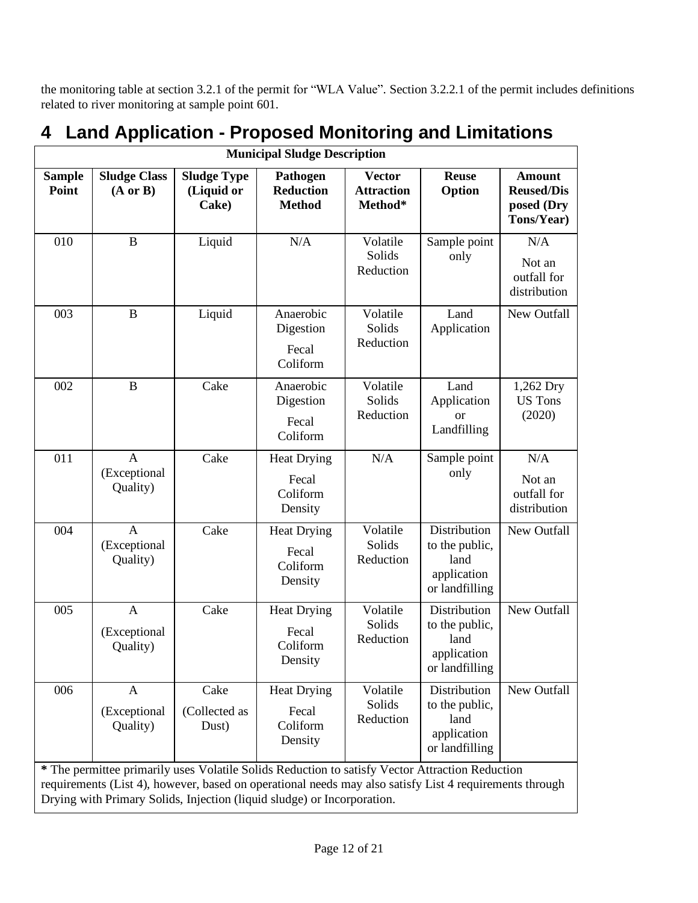the monitoring table at section 3.2.1 of the permit for "WLA Value". Section 3.2.2.1 of the permit includes definitions related to river monitoring at sample point 601.

# 4 Land Application - Proposed Monitoring and Limitations

| Municipal Sludge Description | | | | | | |
|---|---|---|---|---|---|---|
| **Sample Point** | **Sludge Class (A or B)** | **Sludge Type (Liquid or Cake)** | **Pathogen Reduction Method** | **Vector Attraction Method*** | **Reuse Option** | **Amount Reused/Disposed (Dry Tons/Year)** |
| 010 | B | Liquid | N/A | Volatile Solids Reduction | Sample point only | N/A<br>Not an outfall for distribution |
| 003 | B | Liquid | Anaerobic Digestion<br>Fecal Coliform | Volatile Solids Reduction | Land Application | New Outfall |
| 002 | B | Cake | Anaerobic Digestion<br>Fecal Coliform | Volatile Solids Reduction | Land Application or Landfilling | 1,262 Dry US Tons (2020) |
| 011 | A (Exceptional Quality) | Cake | Heat Drying<br>Fecal Coliform Density | N/A | Sample point only | N/A<br>Not an outfall for distribution |
| 004 | A (Exceptional Quality) | Cake | Heat Drying<br>Fecal Coliform Density | Volatile Solids Reduction | Distribution to the public, land application or landfilling | New Outfall |
| 005 | A<br>(Exceptional Quality) | Cake | Heat Drying<br>Fecal Coliform Density | Volatile Solids Reduction | Distribution to the public, land application or landfilling | New Outfall |
| 006 | A<br>(Exceptional Quality) | Cake<br>(Collected as Dust) | Heat Drying<br>Fecal Coliform Density | Volatile Solids Reduction | Distribution to the public, land application or landfilling | New Outfall |

**\*** The permittee primarily uses Volatile Solids Reduction to satisfy Vector Attraction Reduction requirements (List 4), however, based on operational needs may also satisfy List 4 requirements through Drying with Primary Solids, Injection (liquid sludge) or Incorporation.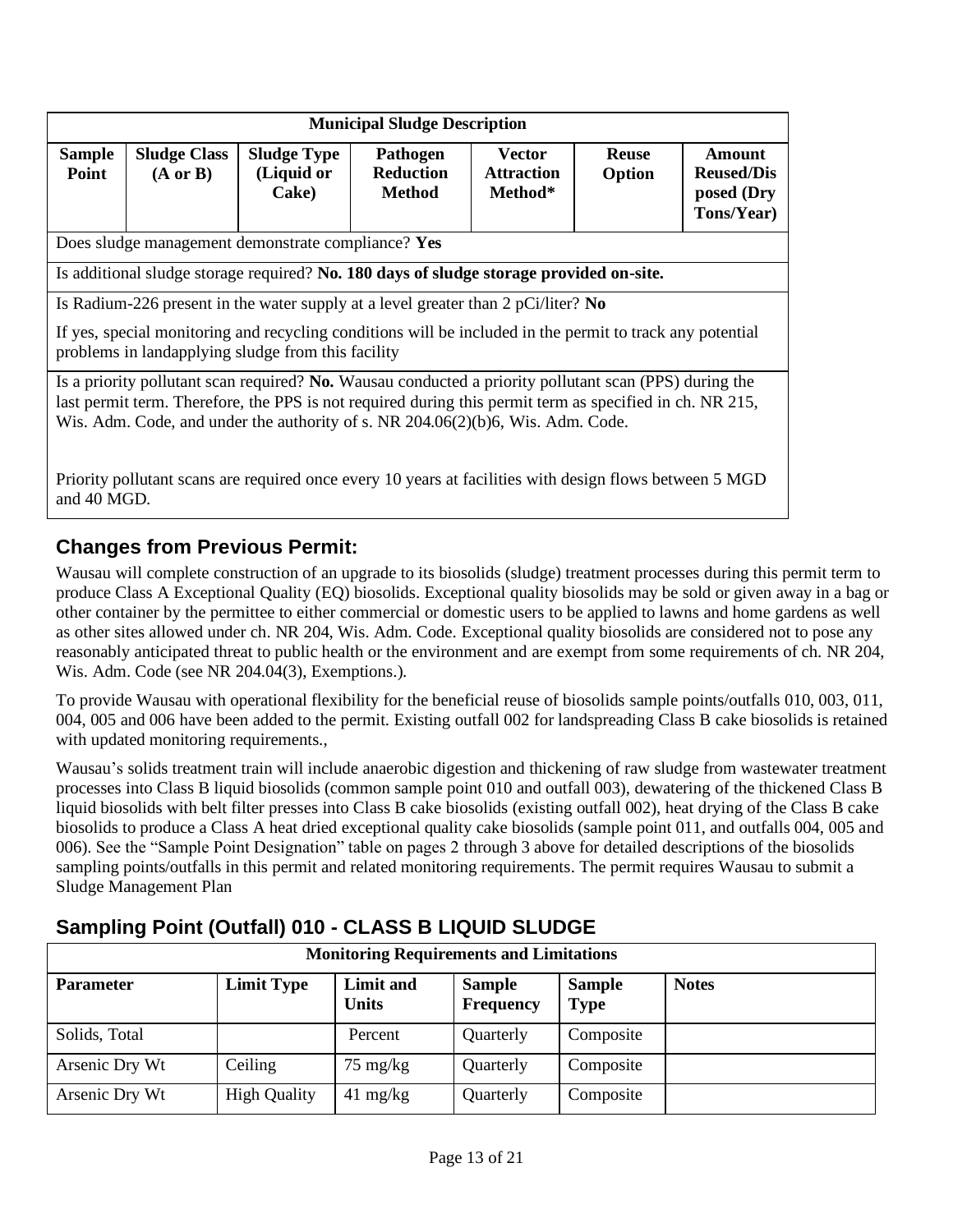| Municipal Sludge Description | | | | | | |
|---|---|---|---|---|---|---|
| **Sample Point** | **Sludge Class (A or B)** | **Sludge Type (Liquid or Cake)** | **Pathogen Reduction Method** | **Vector Attraction Method*** | **Reuse Option** | **Amount Reused/Disposed (Dry Tons/Year)** |
| Does sludge management demonstrate compliance? **Yes** | | | | | | |
| Is additional sludge storage required? **No. 180 days of sludge storage provided on-site.** | | | | | | |
| Is Radium-226 present in the water supply at a level greater than 2 pCi/liter? **No**<br>If yes, special monitoring and recycling conditions will be included in the permit to track any potential problems in landapplying sludge from this facility | | | | | | |
| Is a priority pollutant scan required? **No.** Wausau conducted a priority pollutant scan (PPS) during the last permit term. Therefore, the PPS is not required during this permit term as specified in ch. NR 215, Wis. Adm. Code, and under the authority of s. NR 204.06(2)(b)6, Wis. Adm. Code.<br><br>Priority pollutant scans are required once every 10 years at facilities with design flows between 5 MGD and 40 MGD. | | | | | | |

## Changes from Previous Permit:

Wausau will complete construction of an upgrade to its biosolids (sludge) treatment processes during this permit term to produce Class A Exceptional Quality (EQ) biosolids. Exceptional quality biosolids may be sold or given away in a bag or other container by the permittee to either commercial or domestic users to be applied to lawns and home gardens as well as other sites allowed under ch. NR 204, Wis. Adm. Code. Exceptional quality biosolids are considered not to pose any reasonably anticipated threat to public health or the environment and are exempt from some requirements of ch. NR 204, Wis. Adm. Code (see NR 204.04(3), Exemptions.).

To provide Wausau with operational flexibility for the beneficial reuse of biosolids sample points/outfalls 010, 003, 011, 004, 005 and 006 have been added to the permit. Existing outfall 002 for landspreading Class B cake biosolids is retained with updated monitoring requirements.,

Wausau's solids treatment train will include anaerobic digestion and thickening of raw sludge from wastewater treatment processes into Class B liquid biosolids (common sample point 010 and outfall 003), dewatering of the thickened Class B liquid biosolids with belt filter presses into Class B cake biosolids (existing outfall 002), heat drying of the Class B cake biosolids to produce a Class A heat dried exceptional quality cake biosolids (sample point 011, and outfalls 004, 005 and 006). See the "Sample Point Designation" table on pages 2 through 3 above for detailed descriptions of the biosolids sampling points/outfalls in this permit and related monitoring requirements. The permit requires Wausau to submit a Sludge Management Plan

## Sampling Point (Outfall) 010 - CLASS B LIQUID SLUDGE

| Monitoring Requirements and Limitations | | | | | |
|---|---|---|---|---|---|
| **Parameter** | **Limit Type** | **Limit and Units** | **Sample Frequency** | **Sample Type** | **Notes** |
| Solids, Total | | Percent | Quarterly | Composite | |
| Arsenic Dry Wt | Ceiling | 75 mg/kg | Quarterly | Composite | |
| Arsenic Dry Wt | High Quality | 41 mg/kg | Quarterly | Composite | |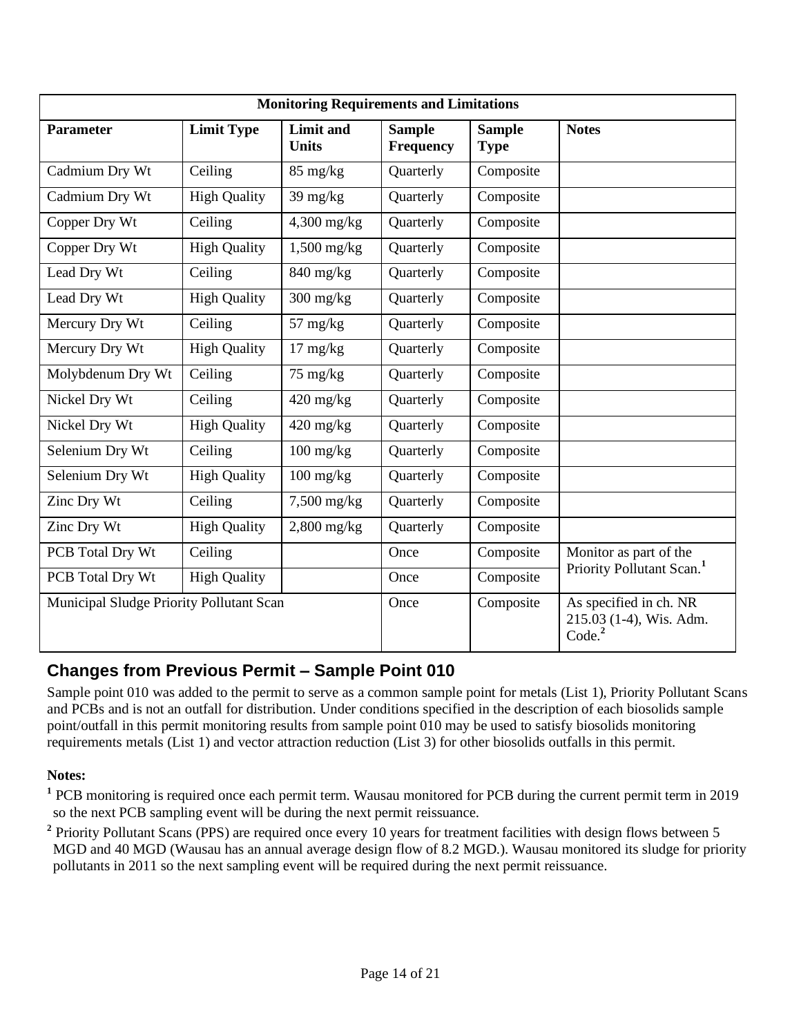| Monitoring Requirements and Limitations | | | | | |
|---|---|---|---|---|---|
| **Parameter** | **Limit Type** | **Limit and Units** | **Sample Frequency** | **Sample Type** | **Notes** |
| Cadmium Dry Wt | Ceiling | 85 mg/kg | Quarterly | Composite | |
| Cadmium Dry Wt | High Quality | 39 mg/kg | Quarterly | Composite | |
| Copper Dry Wt | Ceiling | 4,300 mg/kg | Quarterly | Composite | |
| Copper Dry Wt | High Quality | 1,500 mg/kg | Quarterly | Composite | |
| Lead Dry Wt | Ceiling | 840 mg/kg | Quarterly | Composite | |
| Lead Dry Wt | High Quality | 300 mg/kg | Quarterly | Composite | |
| Mercury Dry Wt | Ceiling | 57 mg/kg | Quarterly | Composite | |
| Mercury Dry Wt | High Quality | 17 mg/kg | Quarterly | Composite | |
| Molybdenum Dry Wt | Ceiling | 75 mg/kg | Quarterly | Composite | |
| Nickel Dry Wt | Ceiling | 420 mg/kg | Quarterly | Composite | |
| Nickel Dry Wt | High Quality | 420 mg/kg | Quarterly | Composite | |
| Selenium Dry Wt | Ceiling | 100 mg/kg | Quarterly | Composite | |
| Selenium Dry Wt | High Quality | 100 mg/kg | Quarterly | Composite | |
| Zinc Dry Wt | Ceiling | 7,500 mg/kg | Quarterly | Composite | |
| Zinc Dry Wt | High Quality | 2,800 mg/kg | Quarterly | Composite | |
| PCB Total Dry Wt | Ceiling | | Once | Composite | Monitor as part of the Priority Pollutant Scan.[1] |
| PCB Total Dry Wt | High Quality | | Once | Composite | |
| Municipal Sludge Priority Pollutant Scan | | | Once | Composite | As specified in ch. NR 215.03 (1-4), Wis. Adm. Code.[2] |

## Changes from Previous Permit – Sample Point 010

Sample point 010 was added to the permit to serve as a common sample point for metals (List 1), Priority Pollutant Scans and PCBs and is not an outfall for distribution. Under conditions specified in the description of each biosolids sample point/outfall in this permit monitoring results from sample point 010 may be used to satisfy biosolids monitoring requirements metals (List 1) and vector attraction reduction (List 3) for other biosolids outfalls in this permit.

**Notes:**

[1] PCB monitoring is required once each permit term. Wausau monitored for PCB during the current permit term in 2019 so the next PCB sampling event will be during the next permit reissuance.

[2] Priority Pollutant Scans (PPS) are required once every 10 years for treatment facilities with design flows between 5 MGD and 40 MGD (Wausau has an annual average design flow of 8.2 MGD.). Wausau monitored its sludge for priority pollutants in 2011 so the next sampling event will be required during the next permit reissuance.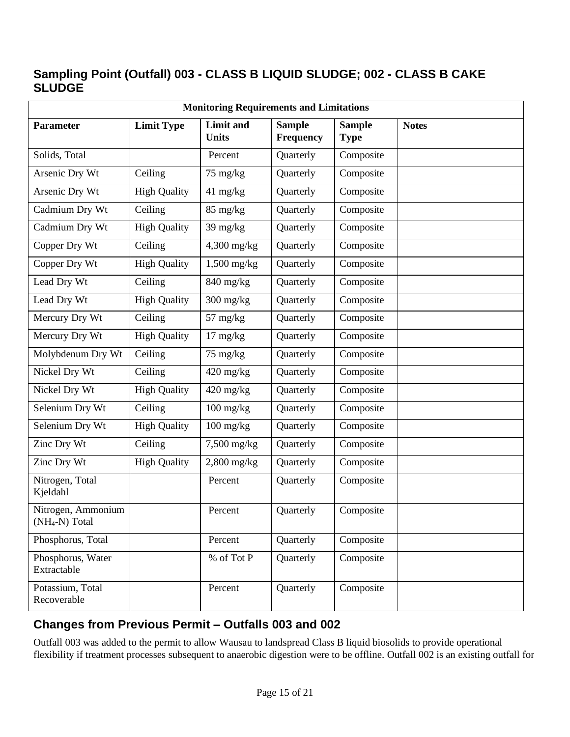## Sampling Point (Outfall) 003 - CLASS B LIQUID SLUDGE; 002 - CLASS B CAKE SLUDGE

| Monitoring Requirements and Limitations | | | | | |
|---|---|---|---|---|---|
| **Parameter** | **Limit Type** | **Limit and Units** | **Sample Frequency** | **Sample Type** | **Notes** |
| Solids, Total | | Percent | Quarterly | Composite | |
| Arsenic Dry Wt | Ceiling | 75 mg/kg | Quarterly | Composite | |
| Arsenic Dry Wt | High Quality | 41 mg/kg | Quarterly | Composite | |
| Cadmium Dry Wt | Ceiling | 85 mg/kg | Quarterly | Composite | |
| Cadmium Dry Wt | High Quality | 39 mg/kg | Quarterly | Composite | |
| Copper Dry Wt | Ceiling | 4,300 mg/kg | Quarterly | Composite | |
| Copper Dry Wt | High Quality | 1,500 mg/kg | Quarterly | Composite | |
| Lead Dry Wt | Ceiling | 840 mg/kg | Quarterly | Composite | |
| Lead Dry Wt | High Quality | 300 mg/kg | Quarterly | Composite | |
| Mercury Dry Wt | Ceiling | 57 mg/kg | Quarterly | Composite | |
| Mercury Dry Wt | High Quality | 17 mg/kg | Quarterly | Composite | |
| Molybdenum Dry Wt | Ceiling | 75 mg/kg | Quarterly | Composite | |
| Nickel Dry Wt | Ceiling | 420 mg/kg | Quarterly | Composite | |
| Nickel Dry Wt | High Quality | 420 mg/kg | Quarterly | Composite | |
| Selenium Dry Wt | Ceiling | 100 mg/kg | Quarterly | Composite | |
| Selenium Dry Wt | High Quality | 100 mg/kg | Quarterly | Composite | |
| Zinc Dry Wt | Ceiling | 7,500 mg/kg | Quarterly | Composite | |
| Zinc Dry Wt | High Quality | 2,800 mg/kg | Quarterly | Composite | |
| Nitrogen, Total Kjeldahl | | Percent | Quarterly | Composite | |
| Nitrogen, Ammonium ($NH_4$-N) Total | | Percent | Quarterly | Composite | |
| Phosphorus, Total | | Percent | Quarterly | Composite | |
| Phosphorus, Water Extractable | | % of Tot P | Quarterly | Composite | |
| Potassium, Total Recoverable | | Percent | Quarterly | Composite | |

## Changes from Previous Permit – Outfalls 003 and 002

Outfall 003 was added to the permit to allow Wausau to landspread Class B liquid biosolids to provide operational flexibility if treatment processes subsequent to anaerobic digestion were to be offline. Outfall 002 is an existing outfall for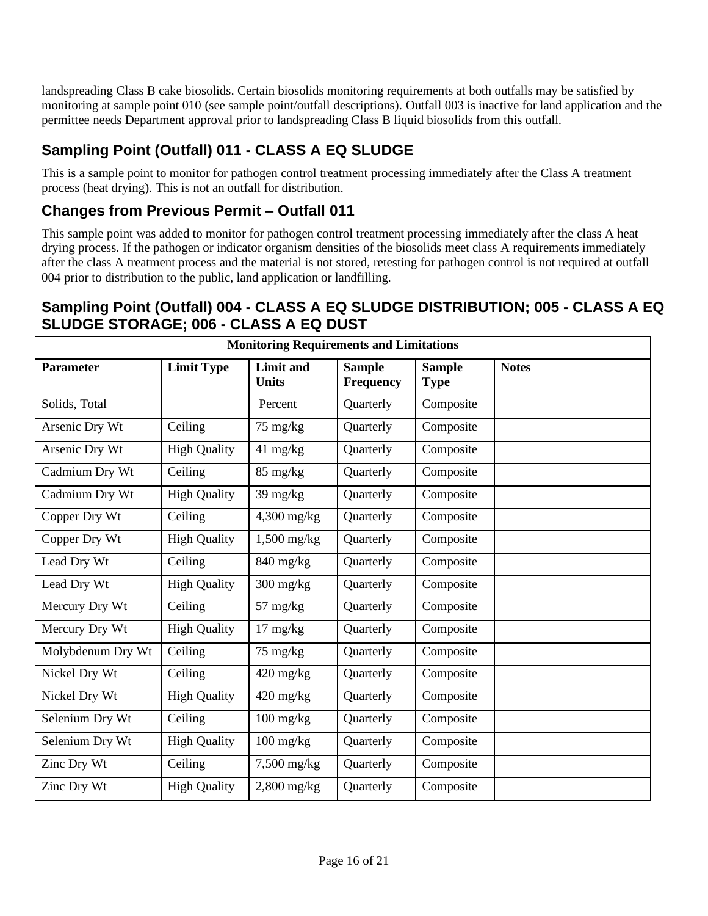landspreading Class B cake biosolids. Certain biosolids monitoring requirements at both outfalls may be satisfied by monitoring at sample point 010 (see sample point/outfall descriptions). Outfall 003 is inactive for land application and the permittee needs Department approval prior to landspreading Class B liquid biosolids from this outfall.

## Sampling Point (Outfall) 011 - CLASS A EQ SLUDGE

This is a sample point to monitor for pathogen control treatment processing immediately after the Class A treatment process (heat drying). This is not an outfall for distribution.

## Changes from Previous Permit – Outfall 011

This sample point was added to monitor for pathogen control treatment processing immediately after the class A heat drying process. If the pathogen or indicator organism densities of the biosolids meet class A requirements immediately after the class A treatment process and the material is not stored, retesting for pathogen control is not required at outfall 004 prior to distribution to the public, land application or landfilling.

## Sampling Point (Outfall) 004 - CLASS A EQ SLUDGE DISTRIBUTION; 005 - CLASS A EQ SLUDGE STORAGE; 006 - CLASS A EQ DUST

| Monitoring Requirements and Limitations | | | | | |
|---|---|---|---|---|---|
| **Parameter** | **Limit Type** | **Limit and Units** | **Sample Frequency** | **Sample Type** | **Notes** |
| Solids, Total | | Percent | Quarterly | Composite | |
| Arsenic Dry Wt | Ceiling | 75 mg/kg | Quarterly | Composite | |
| Arsenic Dry Wt | High Quality | 41 mg/kg | Quarterly | Composite | |
| Cadmium Dry Wt | Ceiling | 85 mg/kg | Quarterly | Composite | |
| Cadmium Dry Wt | High Quality | 39 mg/kg | Quarterly | Composite | |
| Copper Dry Wt | Ceiling | 4,300 mg/kg | Quarterly | Composite | |
| Copper Dry Wt | High Quality | 1,500 mg/kg | Quarterly | Composite | |
| Lead Dry Wt | Ceiling | 840 mg/kg | Quarterly | Composite | |
| Lead Dry Wt | High Quality | 300 mg/kg | Quarterly | Composite | |
| Mercury Dry Wt | Ceiling | 57 mg/kg | Quarterly | Composite | |
| Mercury Dry Wt | High Quality | 17 mg/kg | Quarterly | Composite | |
| Molybdenum Dry Wt | Ceiling | 75 mg/kg | Quarterly | Composite | |
| Nickel Dry Wt | Ceiling | 420 mg/kg | Quarterly | Composite | |
| Nickel Dry Wt | High Quality | 420 mg/kg | Quarterly | Composite | |
| Selenium Dry Wt | Ceiling | 100 mg/kg | Quarterly | Composite | |
| Selenium Dry Wt | High Quality | 100 mg/kg | Quarterly | Composite | |
| Zinc Dry Wt | Ceiling | 7,500 mg/kg | Quarterly | Composite | |
| Zinc Dry Wt | High Quality | 2,800 mg/kg | Quarterly | Composite | |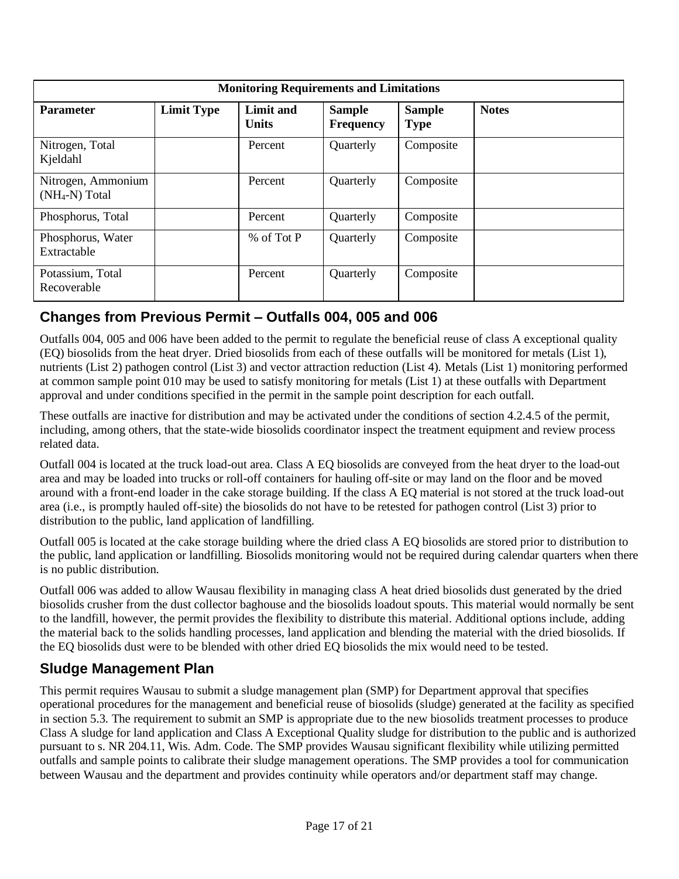| Monitoring Requirements and Limitations | | | | | |
|---|---|---|---|---|---|
| **Parameter** | **Limit Type** | **Limit and Units** | **Sample Frequency** | **Sample Type** | **Notes** |
| Nitrogen, Total Kjeldahl | | Percent | Quarterly | Composite | |
| Nitrogen, Ammonium ($NH_4$-N) Total | | Percent | Quarterly | Composite | |
| Phosphorus, Total | | Percent | Quarterly | Composite | |
| Phosphorus, Water Extractable | | % of Tot P | Quarterly | Composite | |
| Potassium, Total Recoverable | | Percent | Quarterly | Composite | |

## Changes from Previous Permit – Outfalls 004, 005 and 006

Outfalls 004, 005 and 006 have been added to the permit to regulate the beneficial reuse of class A exceptional quality (EQ) biosolids from the heat dryer. Dried biosolids from each of these outfalls will be monitored for metals (List 1), nutrients (List 2) pathogen control (List 3) and vector attraction reduction (List 4). Metals (List 1) monitoring performed at common sample point 010 may be used to satisfy monitoring for metals (List 1) at these outfalls with Department approval and under conditions specified in the permit in the sample point description for each outfall.

These outfalls are inactive for distribution and may be activated under the conditions of section 4.2.4.5 of the permit, including, among others, that the state-wide biosolids coordinator inspect the treatment equipment and review process related data.

Outfall 004 is located at the truck load-out area. Class A EQ biosolids are conveyed from the heat dryer to the load-out area and may be loaded into trucks or roll-off containers for hauling off-site or may land on the floor and be moved around with a front-end loader in the cake storage building. If the class A EQ material is not stored at the truck load-out area (i.e., is promptly hauled off-site) the biosolids do not have to be retested for pathogen control (List 3) prior to distribution to the public, land application of landfilling.

Outfall 005 is located at the cake storage building where the dried class A EQ biosolids are stored prior to distribution to the public, land application or landfilling. Biosolids monitoring would not be required during calendar quarters when there is no public distribution.

Outfall 006 was added to allow Wausau flexibility in managing class A heat dried biosolids dust generated by the dried biosolids crusher from the dust collector baghouse and the biosolids loadout spouts. This material would normally be sent to the landfill, however, the permit provides the flexibility to distribute this material. Additional options include, adding the material back to the solids handling processes, land application and blending the material with the dried biosolids. If the EQ biosolids dust were to be blended with other dried EQ biosolids the mix would need to be tested.

## Sludge Management Plan

This permit requires Wausau to submit a sludge management plan (SMP) for Department approval that specifies operational procedures for the management and beneficial reuse of biosolids (sludge) generated at the facility as specified in section 5.3. The requirement to submit an SMP is appropriate due to the new biosolids treatment processes to produce Class A sludge for land application and Class A Exceptional Quality sludge for distribution to the public and is authorized pursuant to s. NR 204.11, Wis. Adm. Code. The SMP provides Wausau significant flexibility while utilizing permitted outfalls and sample points to calibrate their sludge management operations. The SMP provides a tool for communication between Wausau and the department and provides continuity while operators and/or department staff may change.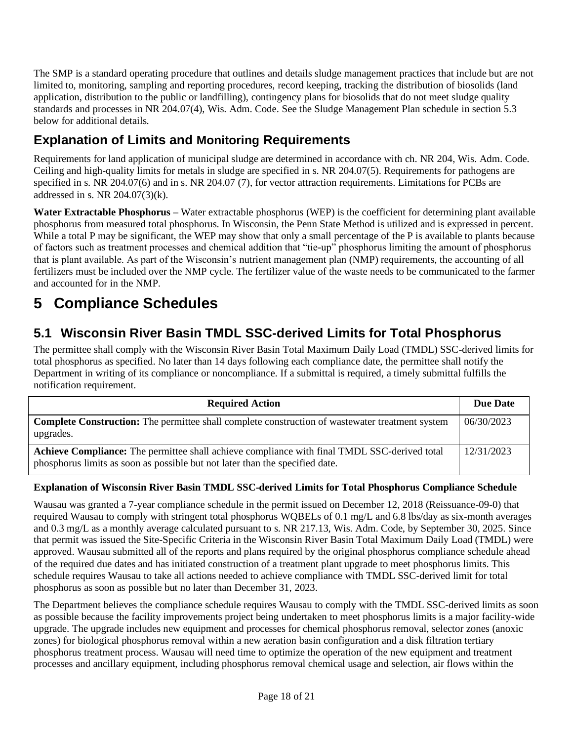The SMP is a standard operating procedure that outlines and details sludge management practices that include but are not limited to, monitoring, sampling and reporting procedures, record keeping, tracking the distribution of biosolids (land application, distribution to the public or landfilling), contingency plans for biosolids that do not meet sludge quality standards and processes in NR 204.07(4), Wis. Adm. Code. See the Sludge Management Plan schedule in section 5.3 below for additional details.

## Explanation of Limits and Monitoring Requirements

Requirements for land application of municipal sludge are determined in accordance with ch. NR 204, Wis. Adm. Code. Ceiling and high-quality limits for metals in sludge are specified in s. NR 204.07(5). Requirements for pathogens are specified in s. NR 204.07(6) and in s. NR 204.07 (7), for vector attraction requirements. Limitations for PCBs are addressed in s. NR 204.07(3)(k).

**Water Extractable Phosphorus –** Water extractable phosphorus (WEP) is the coefficient for determining plant available phosphorus from measured total phosphorus. In Wisconsin, the Penn State Method is utilized and is expressed in percent. While a total P may be significant, the WEP may show that only a small percentage of the P is available to plants because of factors such as treatment processes and chemical addition that "tie-up" phosphorus limiting the amount of phosphorus that is plant available. As part of the Wisconsin's nutrient management plan (NMP) requirements, the accounting of all fertilizers must be included over the NMP cycle. The fertilizer value of the waste needs to be communicated to the farmer and accounted for in the NMP.

# 5 Compliance Schedules

## 5.1 Wisconsin River Basin TMDL SSC-derived Limits for Total Phosphorus

The permittee shall comply with the Wisconsin River Basin Total Maximum Daily Load (TMDL) SSC-derived limits for total phosphorus as specified. No later than 14 days following each compliance date, the permittee shall notify the Department in writing of its compliance or noncompliance. If a submittal is required, a timely submittal fulfills the notification requirement.

| Required Action | Due Date |
|---|---|
| **Complete Construction:** The permittee shall complete construction of wastewater treatment system upgrades. | 06/30/2023 |
| **Achieve Compliance:** The permittee shall achieve compliance with final TMDL SSC-derived total phosphorus limits as soon as possible but not later than the specified date. | 12/31/2023 |

**Explanation of Wisconsin River Basin TMDL SSC-derived Limits for Total Phosphorus Compliance Schedule**

Wausau was granted a 7-year compliance schedule in the permit issued on December 12, 2018 (Reissuance-09-0) that required Wausau to comply with stringent total phosphorus WQBELs of 0.1 mg/L and 6.8 lbs/day as six-month averages and 0.3 mg/L as a monthly average calculated pursuant to s. NR 217.13, Wis. Adm. Code, by September 30, 2025. Since that permit was issued the Site-Specific Criteria in the Wisconsin River Basin Total Maximum Daily Load (TMDL) were approved. Wausau submitted all of the reports and plans required by the original phosphorus compliance schedule ahead of the required due dates and has initiated construction of a treatment plant upgrade to meet phosphorus limits. This schedule requires Wausau to take all actions needed to achieve compliance with TMDL SSC-derived limit for total phosphorus as soon as possible but no later than December 31, 2023.

The Department believes the compliance schedule requires Wausau to comply with the TMDL SSC-derived limits as soon as possible because the facility improvements project being undertaken to meet phosphorus limits is a major facility-wide upgrade. The upgrade includes new equipment and processes for chemical phosphorus removal, selector zones (anoxic zones) for biological phosphorus removal within a new aeration basin configuration and a disk filtration tertiary phosphorus treatment process. Wausau will need time to optimize the operation of the new equipment and treatment processes and ancillary equipment, including phosphorus removal chemical usage and selection, air flows within the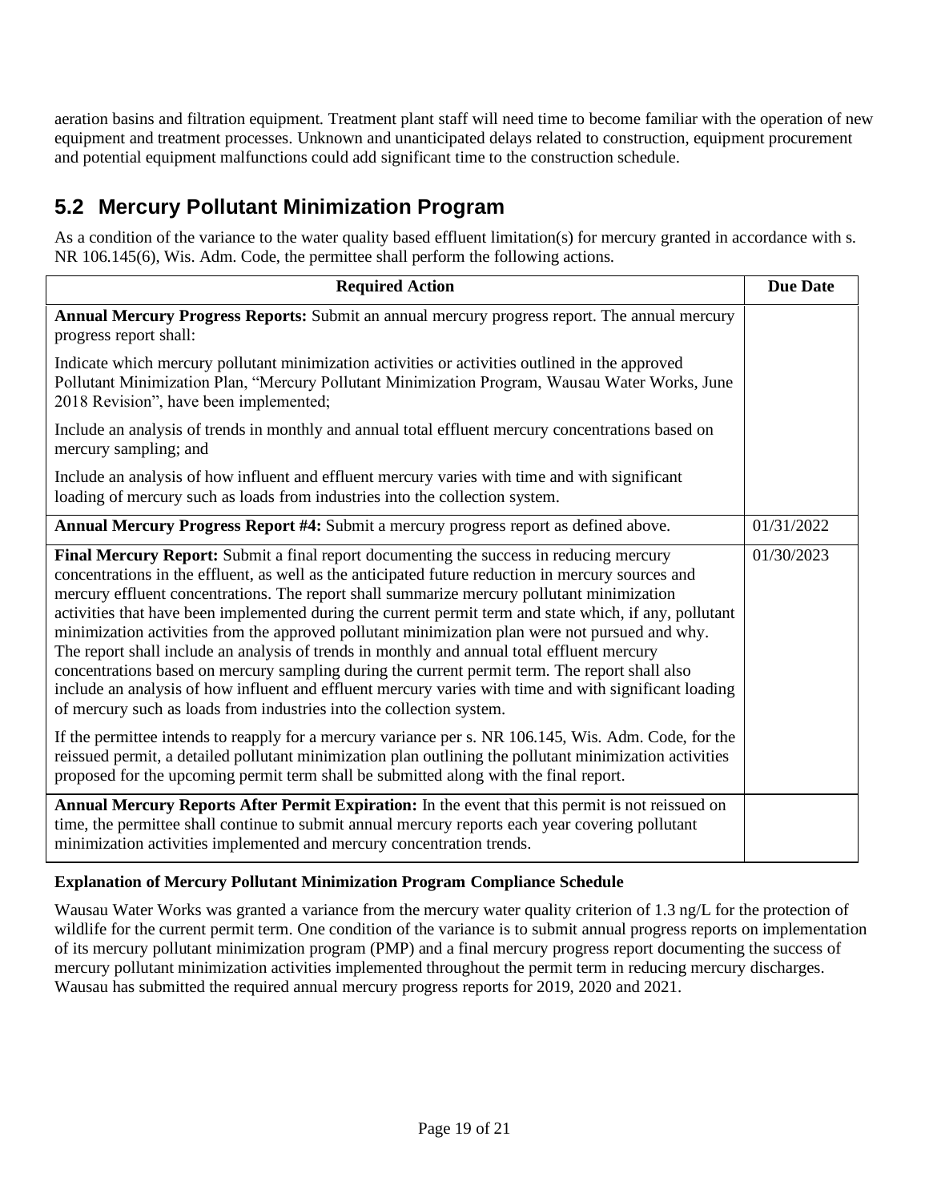aeration basins and filtration equipment. Treatment plant staff will need time to become familiar with the operation of new equipment and treatment processes. Unknown and unanticipated delays related to construction, equipment procurement and potential equipment malfunctions could add significant time to the construction schedule.

## 5.2 Mercury Pollutant Minimization Program

As a condition of the variance to the water quality based effluent limitation(s) for mercury granted in accordance with s. NR 106.145(6), Wis. Adm. Code, the permittee shall perform the following actions.

| Required Action | Due Date |
|---|---|
| **Annual Mercury Progress Reports:** Submit an annual mercury progress report. The annual mercury progress report shall:<br><br>Indicate which mercury pollutant minimization activities or activities outlined in the approved Pollutant Minimization Plan, "Mercury Pollutant Minimization Program, Wausau Water Works, June 2018 Revision", have been implemented;<br><br>Include an analysis of trends in monthly and annual total effluent mercury concentrations based on mercury sampling; and<br><br>Include an analysis of how influent and effluent mercury varies with time and with significant loading of mercury such as loads from industries into the collection system. | |
| **Annual Mercury Progress Report #4:** Submit a mercury progress report as defined above. | 01/31/2022 |
| **Final Mercury Report:** Submit a final report documenting the success in reducing mercury concentrations in the effluent, as well as the anticipated future reduction in mercury sources and mercury effluent concentrations. The report shall summarize mercury pollutant minimization activities that have been implemented during the current permit term and state which, if any, pollutant minimization activities from the approved pollutant minimization plan were not pursued and why. The report shall include an analysis of trends in monthly and annual total effluent mercury concentrations based on mercury sampling during the current permit term. The report shall also include an analysis of how influent and effluent mercury varies with time and with significant loading of mercury such as loads from industries into the collection system.<br><br>If the permittee intends to reapply for a mercury variance per s. NR 106.145, Wis. Adm. Code, for the reissued permit, a detailed pollutant minimization plan outlining the pollutant minimization activities proposed for the upcoming permit term shall be submitted along with the final report. | 01/30/2023 |
| **Annual Mercury Reports After Permit Expiration:** In the event that this permit is not reissued on time, the permittee shall continue to submit annual mercury reports each year covering pollutant minimization activities implemented and mercury concentration trends. | |

**Explanation of Mercury Pollutant Minimization Program Compliance Schedule**

Wausau Water Works was granted a variance from the mercury water quality criterion of 1.3 ng/L for the protection of wildlife for the current permit term. One condition of the variance is to submit annual progress reports on implementation of its mercury pollutant minimization program (PMP) and a final mercury progress report documenting the success of mercury pollutant minimization activities implemented throughout the permit term in reducing mercury discharges. Wausau has submitted the required annual mercury progress reports for 2019, 2020 and 2021.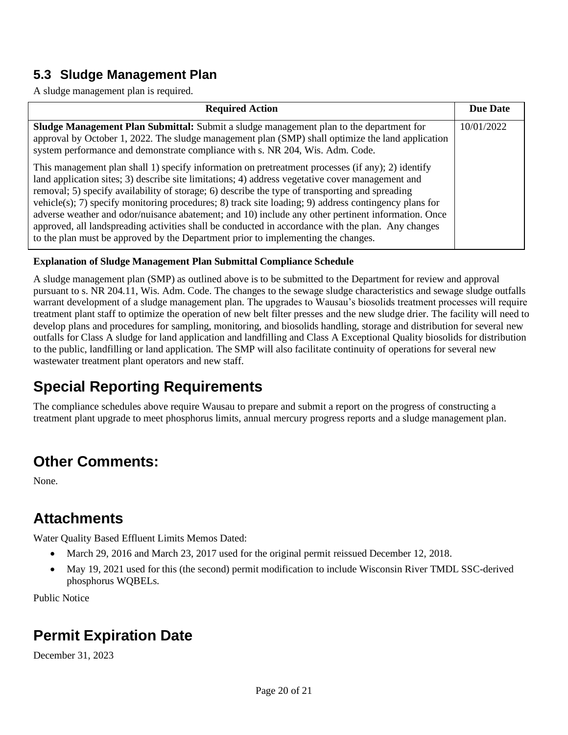## 5.3 Sludge Management Plan

A sludge management plan is required.

| Required Action | Due Date |
| --- | --- |
| **Sludge Management Plan Submittal:** Submit a sludge management plan to the department for approval by October 1, 2022. The sludge management plan (SMP) shall optimize the land application system performance and demonstrate compliance with s. NR 204, Wis. Adm. Code.<br><br>This management plan shall 1) specify information on pretreatment processes (if any); 2) identify land application sites; 3) describe site limitations; 4) address vegetative cover management and removal; 5) specify availability of storage; 6) describe the type of transporting and spreading vehicle(s); 7) specify monitoring procedures; 8) track site loading; 9) address contingency plans for adverse weather and odor/nuisance abatement; and 10) include any other pertinent information. Once approved, all landspreading activities shall be conducted in accordance with the plan. Any changes to the plan must be approved by the Department prior to implementing the changes. | 10/01/2022 |

**Explanation of Sludge Management Plan Submittal Compliance Schedule**

A sludge management plan (SMP) as outlined above is to be submitted to the Department for review and approval pursuant to s. NR 204.11, Wis. Adm. Code. The changes to the sewage sludge characteristics and sewage sludge outfalls warrant development of a sludge management plan. The upgrades to Wausau's biosolids treatment processes will require treatment plant staff to optimize the operation of new belt filter presses and the new sludge drier. The facility will need to develop plans and procedures for sampling, monitoring, and biosolids handling, storage and distribution for several new outfalls for Class A sludge for land application and landfilling and Class A Exceptional Quality biosolids for distribution to the public, landfilling or land application. The SMP will also facilitate continuity of operations for several new wastewater treatment plant operators and new staff.

# Special Reporting Requirements

The compliance schedules above require Wausau to prepare and submit a report on the progress of constructing a treatment plant upgrade to meet phosphorus limits, annual mercury progress reports and a sludge management plan.

# Other Comments:

None.

# Attachments

Water Quality Based Effluent Limits Memos Dated:

- March 29, 2016 and March 23, 2017 used for the original permit reissued December 12, 2018.
- May 19, 2021 used for this (the second) permit modification to include Wisconsin River TMDL SSC-derived phosphorus WQBELs.

Public Notice

# Permit Expiration Date

December 31, 2023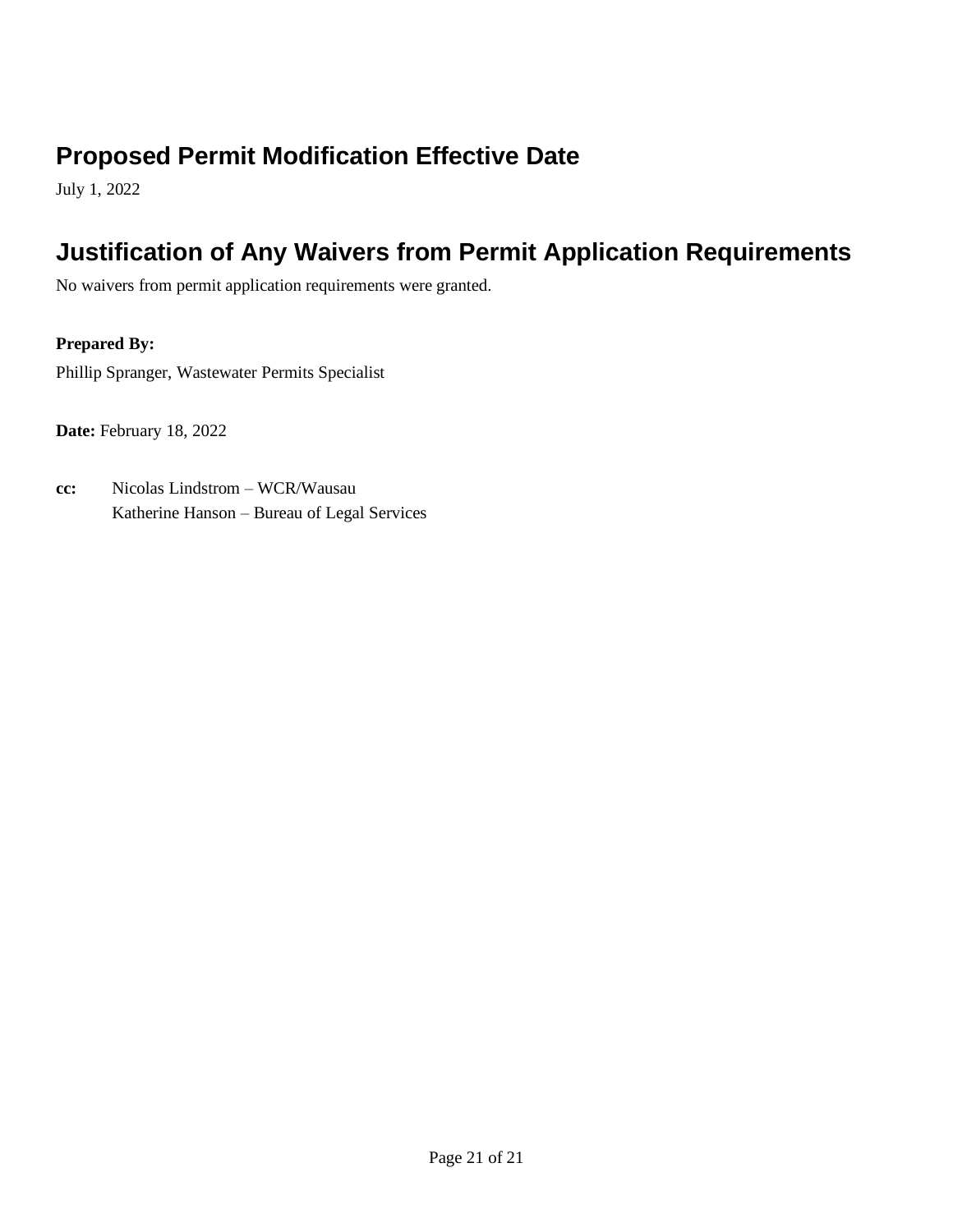## Proposed Permit Modification Effective Date

July 1, 2022

## Justification of Any Waivers from Permit Application Requirements

No waivers from permit application requirements were granted.

**Prepared By:**

Phillip Spranger, Wastewater Permits Specialist

**Date:** February 18, 2022

**cc:** Nicolas Lindstrom – WCR/Wausau
Katherine Hanson – Bureau of Legal Services